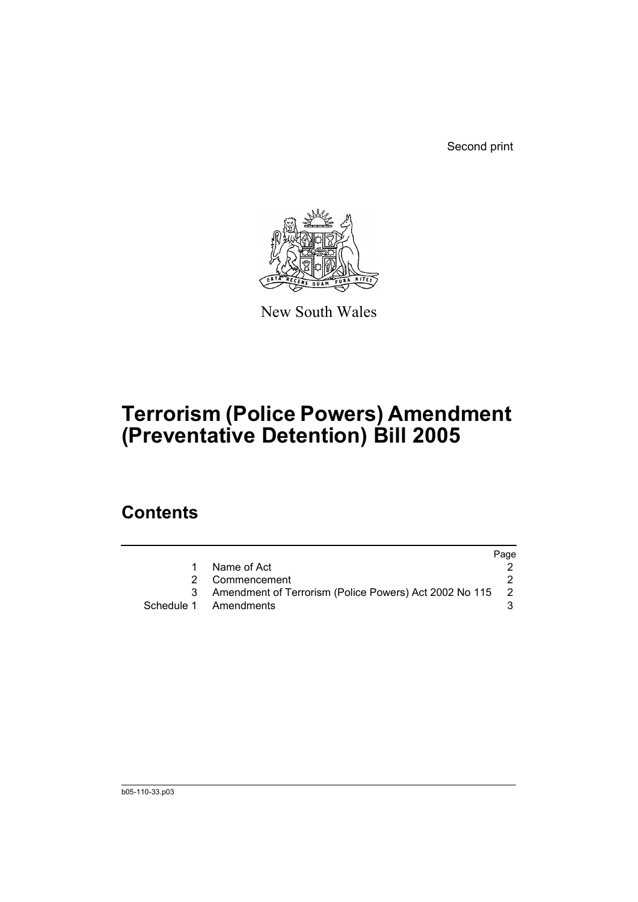Second print

New South Wales

# Terrorism (Police Powers) Amendment (Preventative Detention) Bill 2005

## Contents

| | | Page |
|---|---|---|
| 1 | Name of Act | 2 |
| 2 | Commencement | 2 |
| 3 | Amendment of Terrorism (Police Powers) Act 2002 No 115 | 2 |
| Schedule 1 | Amendments | 3 |

b05-110-33.p03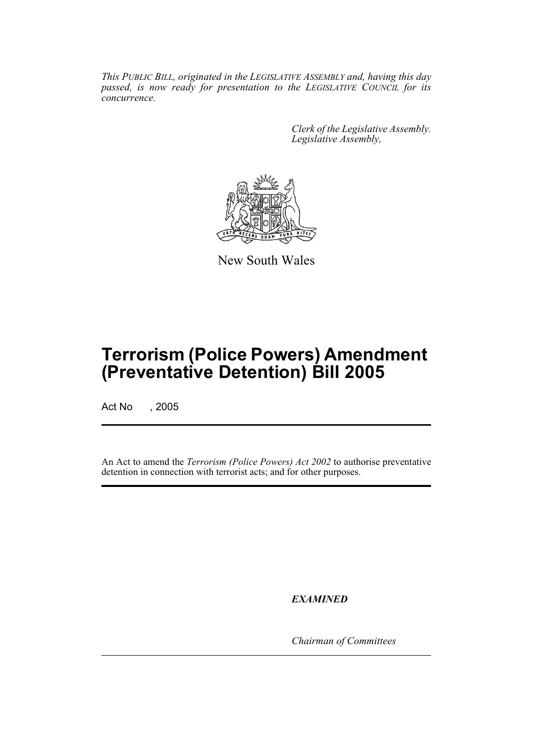*This PUBLIC BILL, originated in the LEGISLATIVE ASSEMBLY and, having this day passed, is now ready for presentation to the LEGISLATIVE COUNCIL for its concurrence.*

*Clerk of the Legislative Assembly.*
*Legislative Assembly,*

New South Wales

# Terrorism (Police Powers) Amendment (Preventative Detention) Bill 2005

Act No , 2005

An Act to amend the *Terrorism (Police Powers) Act 2002* to authorise preventative detention in connection with terrorist acts; and for other purposes.

***EXAMINED***

*Chairman of Committees*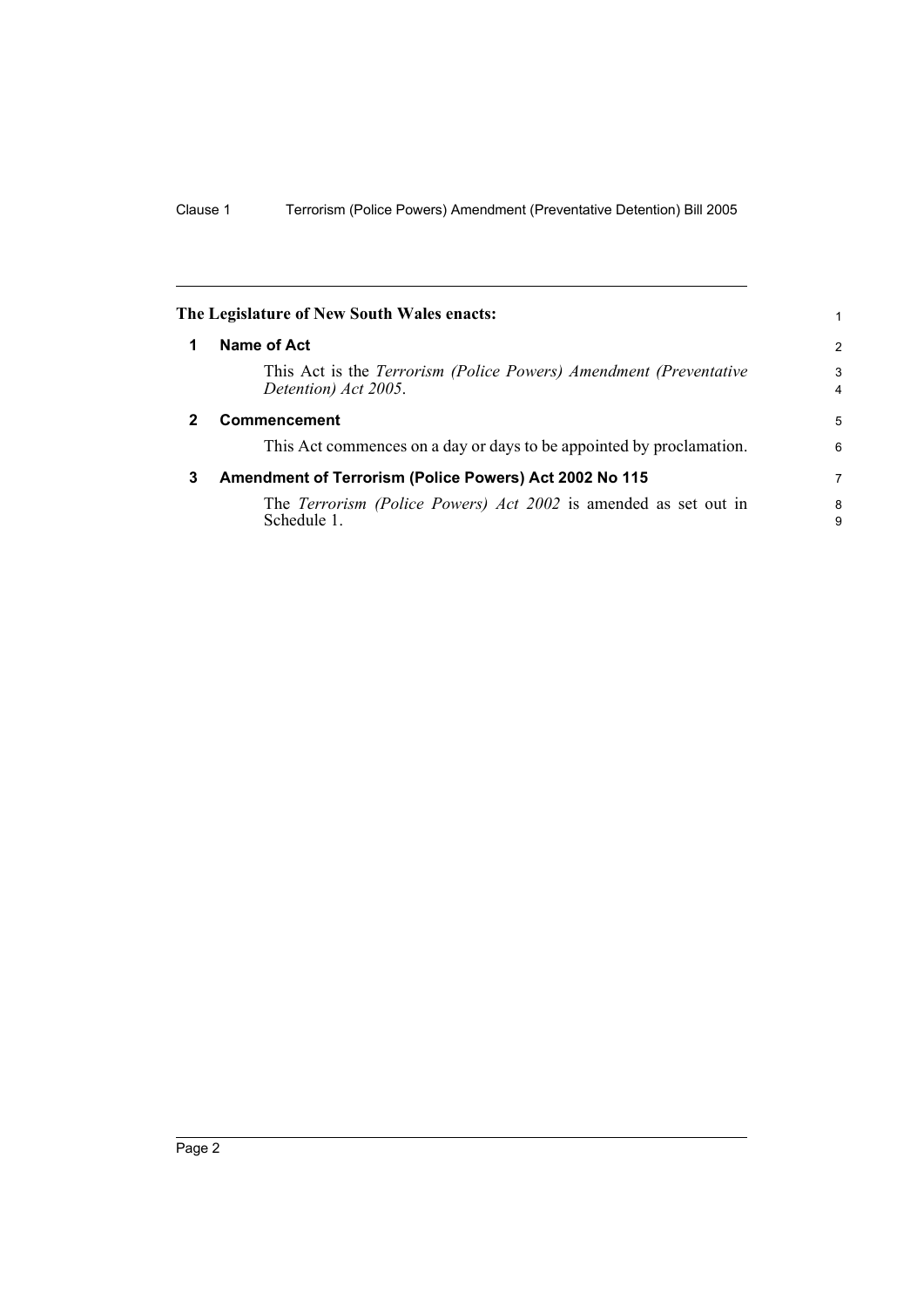**The Legislature of New South Wales enacts:**

## 1 Name of Act

This Act is the *Terrorism (Police Powers) Amendment (Preventative Detention) Act 2005*.

## 2 Commencement

This Act commences on a day or days to be appointed by proclamation.

## 3 Amendment of Terrorism (Police Powers) Act 2002 No 115

The *Terrorism (Police Powers) Act 2002* is amended as set out in Schedule 1.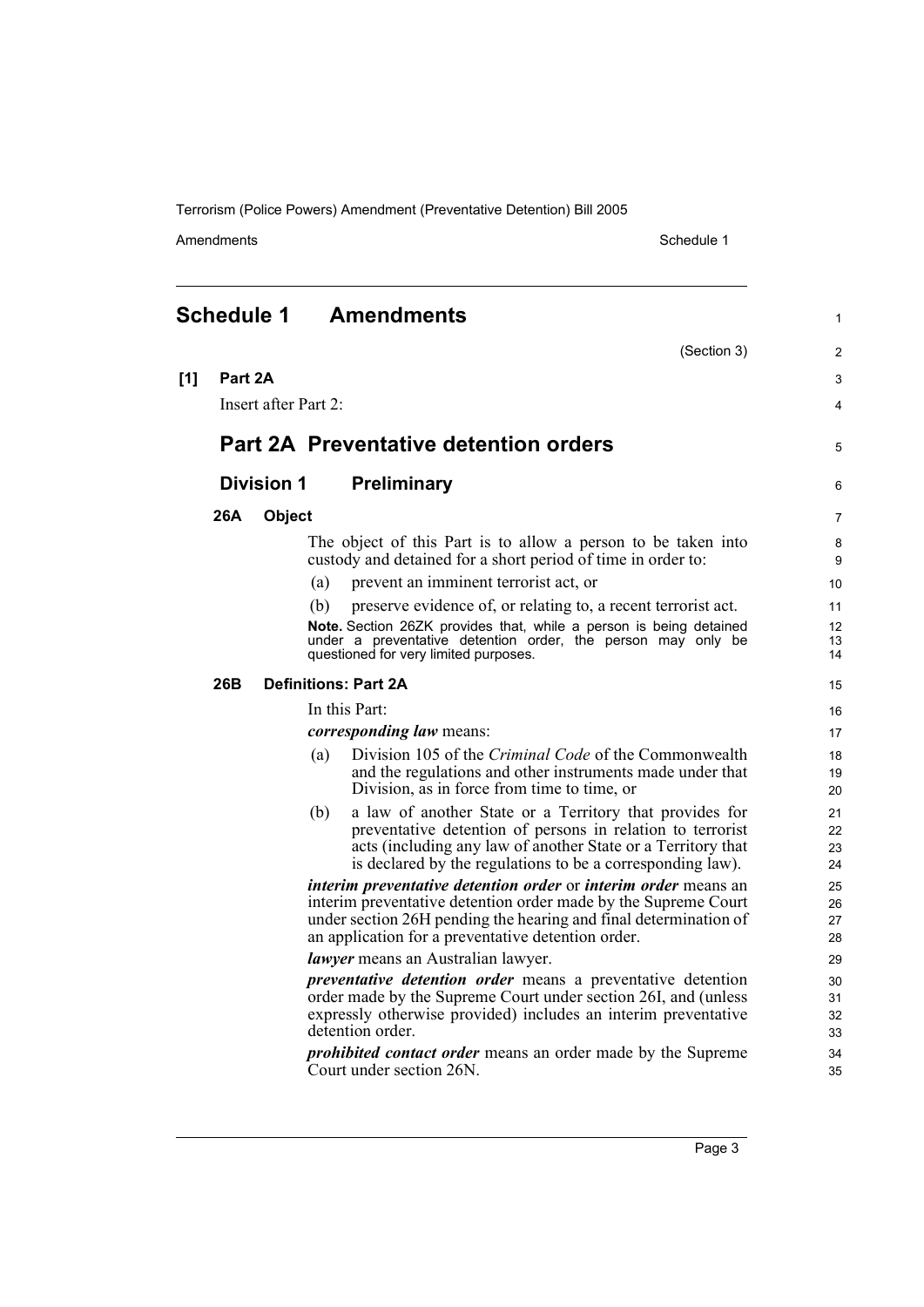# Schedule 1 Amendments

(Section 3)

**[1] Part 2A**

Insert after Part 2:

## Part 2A Preventative detention orders

### Division 1 Preliminary

#### 26A Object

The object of this Part is to allow a person to be taken into custody and detained for a short period of time in order to:

(a) prevent an imminent terrorist act, or

(b) preserve evidence of, or relating to, a recent terrorist act.

**Note.** Section 26ZK provides that, while a person is being detained under a preventative detention order, the person may only be questioned for very limited purposes.

#### 26B Definitions: Part 2A

In this Part:

***corresponding law*** means:

(a) Division 105 of the *Criminal Code* of the Commonwealth and the regulations and other instruments made under that Division, as in force from time to time, or

(b) a law of another State or a Territory that provides for preventative detention of persons in relation to terrorist acts (including any law of another State or a Territory that is declared by the regulations to be a corresponding law).

***interim preventative detention order*** or ***interim order*** means an interim preventative detention order made by the Supreme Court under section 26H pending the hearing and final determination of an application for a preventative detention order.

***lawyer*** means an Australian lawyer.

***preventative detention order*** means a preventative detention order made by the Supreme Court under section 26I, and (unless expressly otherwise provided) includes an interim preventative detention order.

***prohibited contact order*** means an order made by the Supreme Court under section 26N.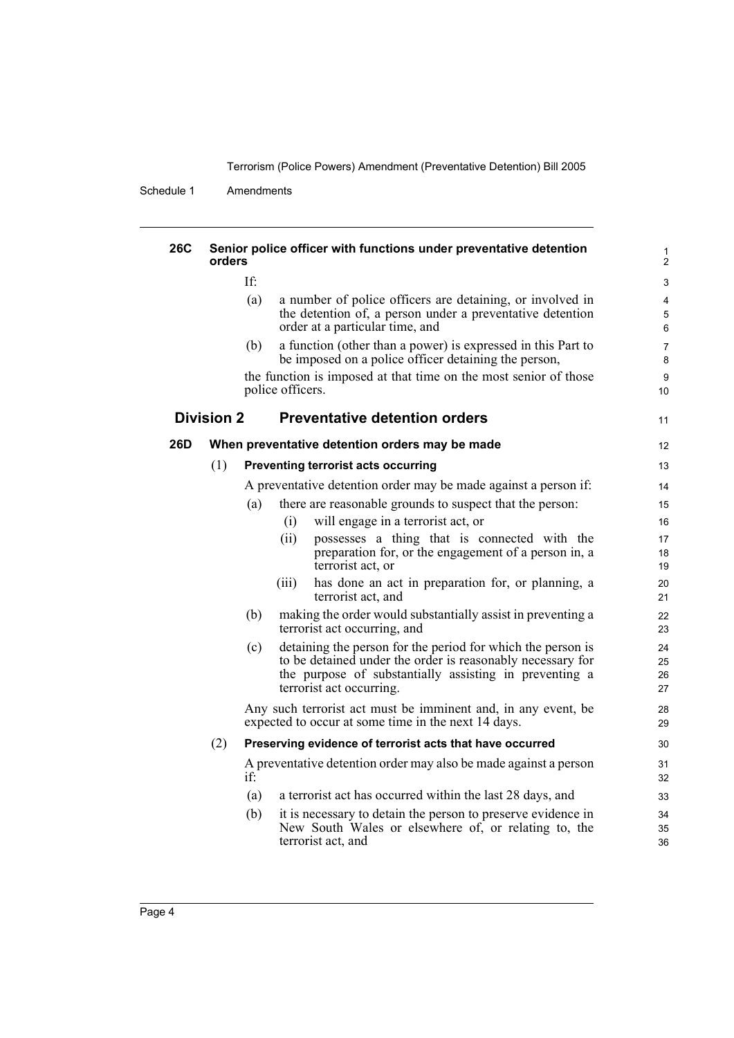**26C Senior police officer with functions under preventative detention orders**

If:

(a) a number of police officers are detaining, or involved in the detention of, a person under a preventative detention order at a particular time, and

(b) a function (other than a power) is expressed in this Part to be imposed on a police officer detaining the person,

the function is imposed at that time on the most senior of those police officers.

## Division 2 Preventative detention orders

**26D When preventative detention orders may be made**

(1) **Preventing terrorist acts occurring**

A preventative detention order may be made against a person if:

(a) there are reasonable grounds to suspect that the person:

(i) will engage in a terrorist act, or

(ii) possesses a thing that is connected with the preparation for, or the engagement of a person in, a terrorist act, or

(iii) has done an act in preparation for, or planning, a terrorist act, and

(b) making the order would substantially assist in preventing a terrorist act occurring, and

(c) detaining the person for the period for which the person is to be detained under the order is reasonably necessary for the purpose of substantially assisting in preventing a terrorist act occurring.

Any such terrorist act must be imminent and, in any event, be expected to occur at some time in the next 14 days.

(2) **Preserving evidence of terrorist acts that have occurred**

A preventative detention order may also be made against a person if:

(a) a terrorist act has occurred within the last 28 days, and

(b) it is necessary to detain the person to preserve evidence in New South Wales or elsewhere of, or relating to, the terrorist act, and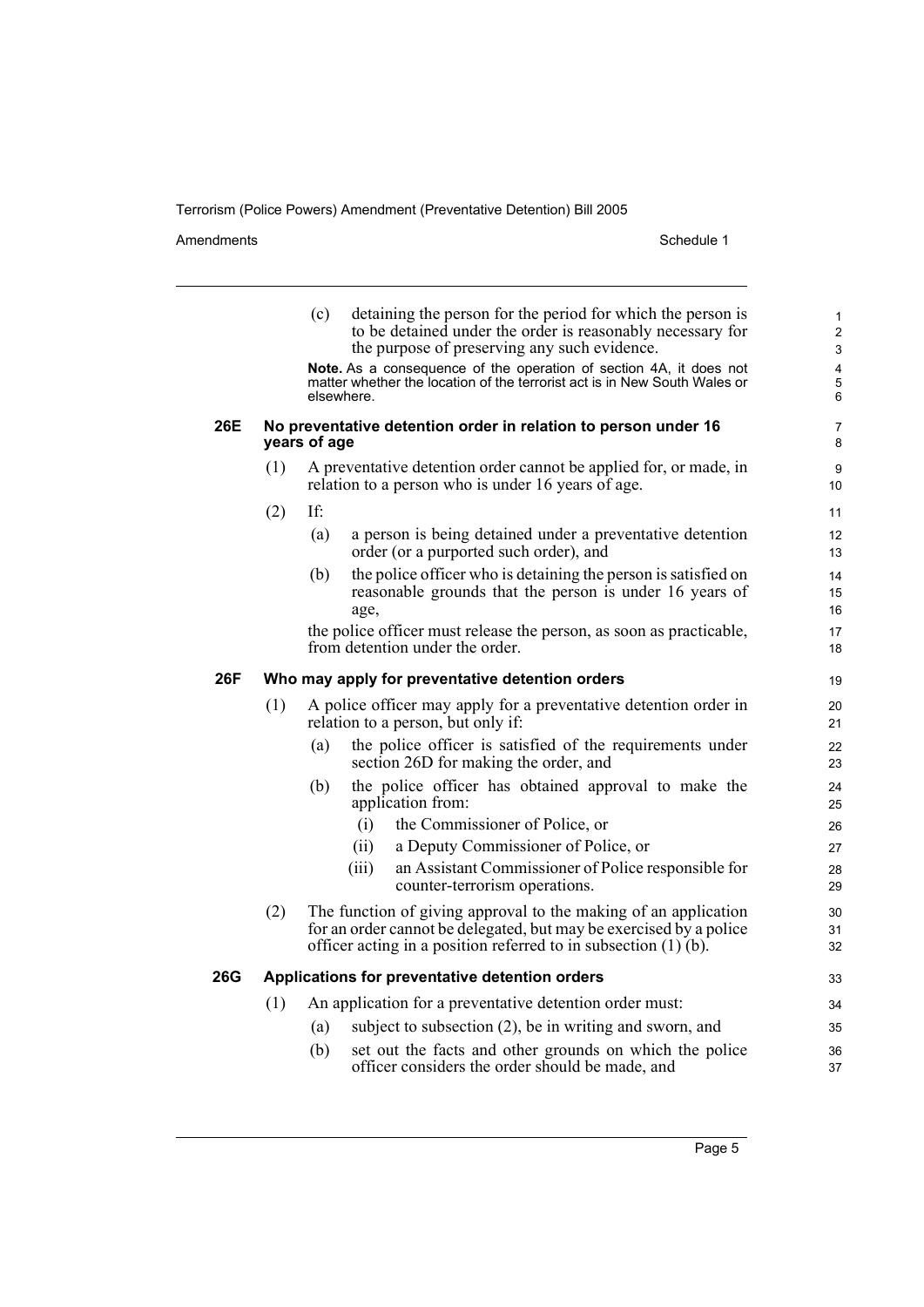(c) detaining the person for the period for which the person is to be detained under the order is reasonably necessary for the purpose of preserving any such evidence.

**Note.** As a consequence of the operation of section 4A, it does not matter whether the location of the terrorist act is in New South Wales or elsewhere.

### 26E No preventative detention order in relation to person under 16 years of age

(1) A preventative detention order cannot be applied for, or made, in relation to a person who is under 16 years of age.

(2) If:

(a) a person is being detained under a preventative detention order (or a purported such order), and

(b) the police officer who is detaining the person is satisfied on reasonable grounds that the person is under 16 years of age,

the police officer must release the person, as soon as practicable, from detention under the order.

### 26F Who may apply for preventative detention orders

(1) A police officer may apply for a preventative detention order in relation to a person, but only if:

(a) the police officer is satisfied of the requirements under section 26D for making the order, and

(b) the police officer has obtained approval to make the application from:

(i) the Commissioner of Police, or

(ii) a Deputy Commissioner of Police, or

(iii) an Assistant Commissioner of Police responsible for counter-terrorism operations.

(2) The function of giving approval to the making of an application for an order cannot be delegated, but may be exercised by a police officer acting in a position referred to in subsection (1) (b).

### 26G Applications for preventative detention orders

(1) An application for a preventative detention order must:

(a) subject to subsection (2), be in writing and sworn, and

(b) set out the facts and other grounds on which the police officer considers the order should be made, and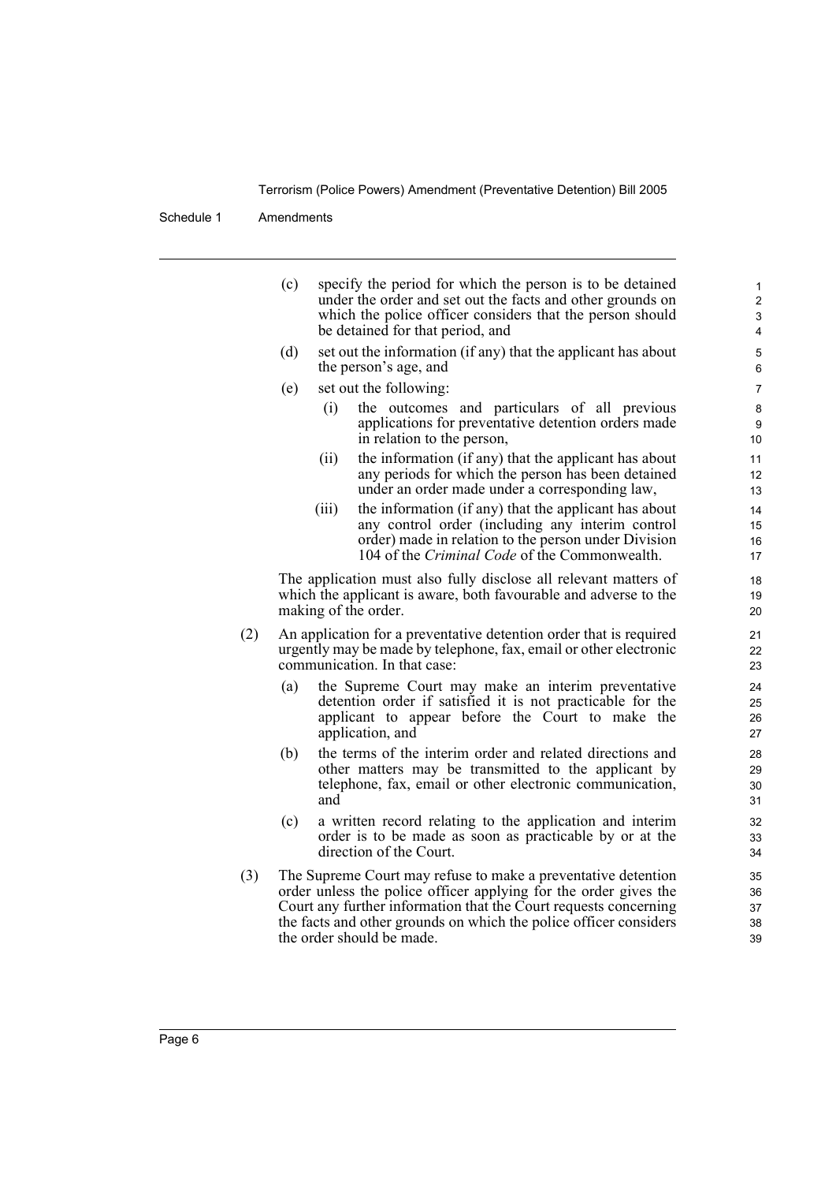(c) specify the period for which the person is to be detained under the order and set out the facts and other grounds on which the police officer considers that the person should be detained for that period, and

(d) set out the information (if any) that the applicant has about the person's age, and

(e) set out the following:

(i) the outcomes and particulars of all previous applications for preventative detention orders made in relation to the person,

(ii) the information (if any) that the applicant has about any periods for which the person has been detained under an order made under a corresponding law,

(iii) the information (if any) that the applicant has about any control order (including any interim control order) made in relation to the person under Division 104 of the *Criminal Code* of the Commonwealth.

The application must also fully disclose all relevant matters of which the applicant is aware, both favourable and adverse to the making of the order.

(2) An application for a preventative detention order that is required urgently may be made by telephone, fax, email or other electronic communication. In that case:

(a) the Supreme Court may make an interim preventative detention order if satisfied it is not practicable for the applicant to appear before the Court to make the application, and

(b) the terms of the interim order and related directions and other matters may be transmitted to the applicant by telephone, fax, email or other electronic communication, and

(c) a written record relating to the application and interim order is to be made as soon as practicable by or at the direction of the Court.

(3) The Supreme Court may refuse to make a preventative detention order unless the police officer applying for the order gives the Court any further information that the Court requests concerning the facts and other grounds on which the police officer considers the order should be made.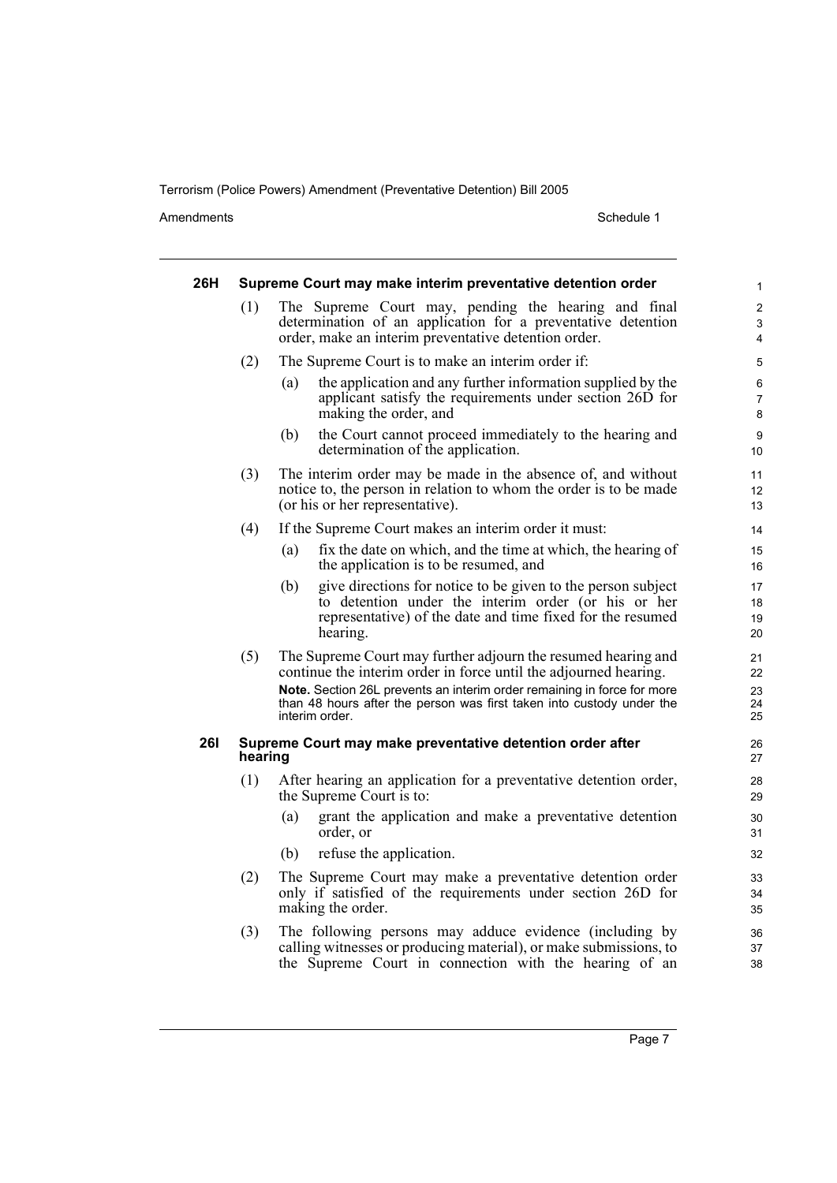#### 26H Supreme Court may make interim preventative detention order

(1) The Supreme Court may, pending the hearing and final determination of an application for a preventative detention order, make an interim preventative detention order.

(2) The Supreme Court is to make an interim order if:

(a) the application and any further information supplied by the applicant satisfy the requirements under section 26D for making the order, and

(b) the Court cannot proceed immediately to the hearing and determination of the application.

(3) The interim order may be made in the absence of, and without notice to, the person in relation to whom the order is to be made (or his or her representative).

(4) If the Supreme Court makes an interim order it must:

(a) fix the date on which, and the time at which, the hearing of the application is to be resumed, and

(b) give directions for notice to be given to the person subject to detention under the interim order (or his or her representative) of the date and time fixed for the resumed hearing.

(5) The Supreme Court may further adjourn the resumed hearing and continue the interim order in force until the adjourned hearing.

**Note.** Section 26L prevents an interim order remaining in force for more than 48 hours after the person was first taken into custody under the interim order.

#### 26I Supreme Court may make preventative detention order after hearing

(1) After hearing an application for a preventative detention order, the Supreme Court is to:

(a) grant the application and make a preventative detention order, or

(b) refuse the application.

(2) The Supreme Court may make a preventative detention order only if satisfied of the requirements under section 26D for making the order.

(3) The following persons may adduce evidence (including by calling witnesses or producing material), or make submissions, to the Supreme Court in connection with the hearing of an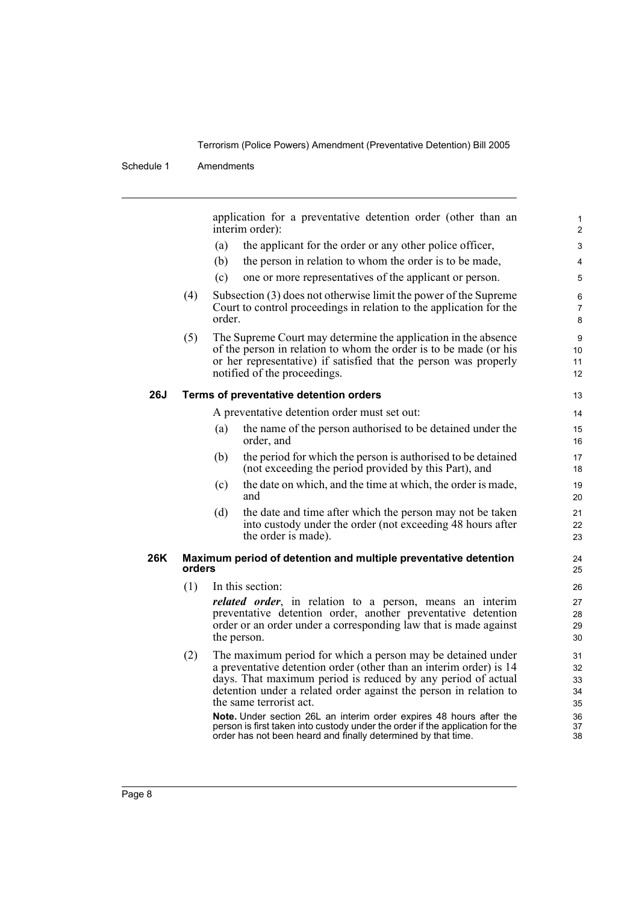application for a preventative detention order (other than an interim order):

(a) the applicant for the order or any other police officer,

(b) the person in relation to whom the order is to be made,

(c) one or more representatives of the applicant or person.

(4) Subsection (3) does not otherwise limit the power of the Supreme Court to control proceedings in relation to the application for the order.

(5) The Supreme Court may determine the application in the absence of the person in relation to whom the order is to be made (or his or her representative) if satisfied that the person was properly notified of the proceedings.

### 26J Terms of preventative detention orders

A preventative detention order must set out:

(a) the name of the person authorised to be detained under the order, and

(b) the period for which the person is authorised to be detained (not exceeding the period provided by this Part), and

(c) the date on which, and the time at which, the order is made, and

(d) the date and time after which the person may not be taken into custody under the order (not exceeding 48 hours after the order is made).

### 26K Maximum period of detention and multiple preventative detention orders

(1) In this section:

***related order***, in relation to a person, means an interim preventative detention order, another preventative detention order or an order under a corresponding law that is made against the person.

(2) The maximum period for which a person may be detained under a preventative detention order (other than an interim order) is 14 days. That maximum period is reduced by any period of actual detention under a related order against the person in relation to the same terrorist act.

**Note.** Under section 26L an interim order expires 48 hours after the person is first taken into custody under the order if the application for the order has not been heard and finally determined by that time.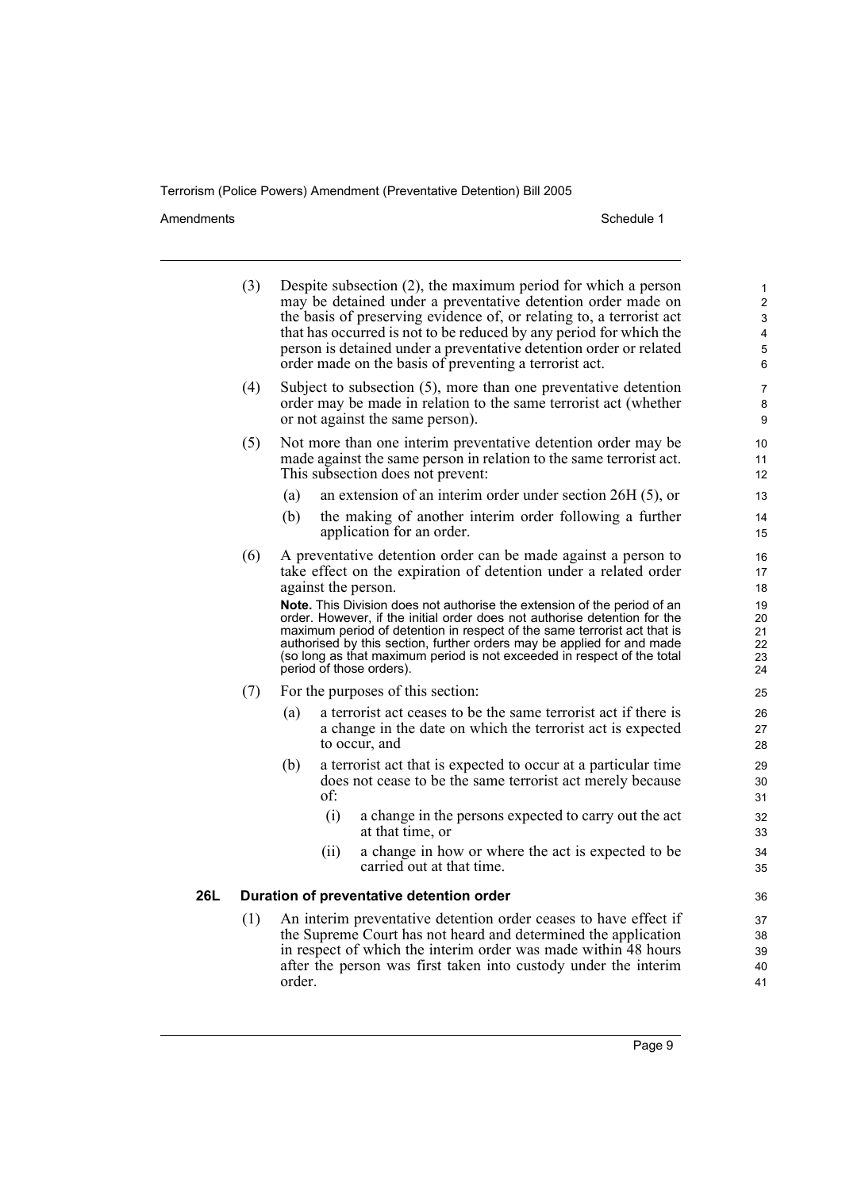(3) Despite subsection (2), the maximum period for which a person may be detained under a preventative detention order made on the basis of preserving evidence of, or relating to, a terrorist act that has occurred is not to be reduced by any period for which the person is detained under a preventative detention order or related order made on the basis of preventing a terrorist act.

(4) Subject to subsection (5), more than one preventative detention order may be made in relation to the same terrorist act (whether or not against the same person).

(5) Not more than one interim preventative detention order may be made against the same person in relation to the same terrorist act. This subsection does not prevent:

- (a) an extension of an interim order under section 26H (5), or
- (b) the making of another interim order following a further application for an order.

(6) A preventative detention order can be made against a person to take effect on the expiration of detention under a related order against the person.

**Note.** This Division does not authorise the extension of the period of an order. However, if the initial order does not authorise detention for the maximum period of detention in respect of the same terrorist act that is authorised by this section, further orders may be applied for and made (so long as that maximum period is not exceeded in respect of the total period of those orders).

(7) For the purposes of this section:

- (a) a terrorist act ceases to be the same terrorist act if there is a change in the date on which the terrorist act is expected to occur, and
- (b) a terrorist act that is expected to occur at a particular time does not cease to be the same terrorist act merely because of:
  - (i) a change in the persons expected to carry out the act at that time, or
  - (ii) a change in how or where the act is expected to be carried out at that time.

### 26L Duration of preventative detention order

(1) An interim preventative detention order ceases to have effect if the Supreme Court has not heard and determined the application in respect of which the interim order was made within 48 hours after the person was first taken into custody under the interim order.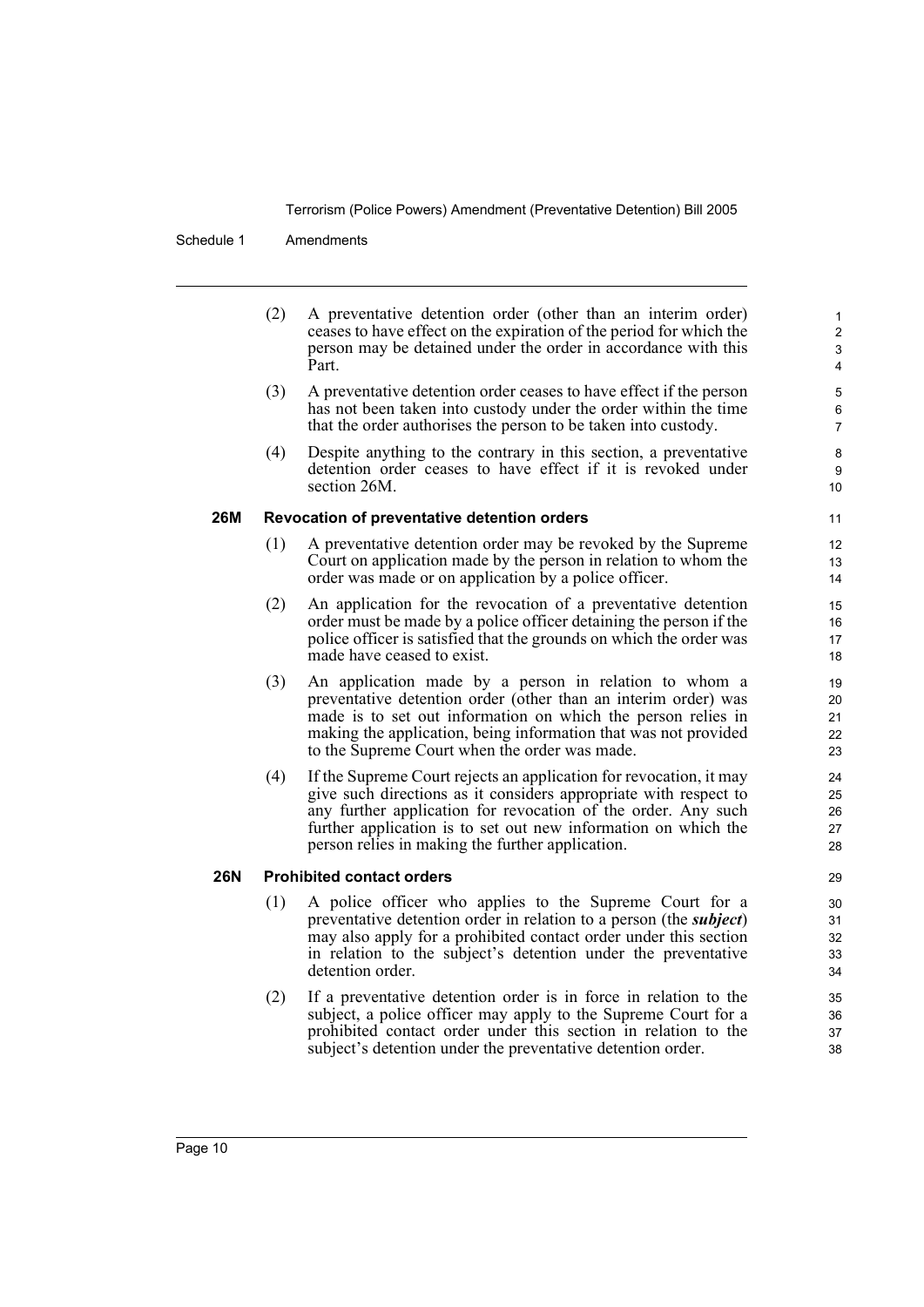(2) A preventative detention order (other than an interim order) ceases to have effect on the expiration of the period for which the person may be detained under the order in accordance with this Part.

(3) A preventative detention order ceases to have effect if the person has not been taken into custody under the order within the time that the order authorises the person to be taken into custody.

(4) Despite anything to the contrary in this section, a preventative detention order ceases to have effect if it is revoked under section 26M.

### 26M Revocation of preventative detention orders

(1) A preventative detention order may be revoked by the Supreme Court on application made by the person in relation to whom the order was made or on application by a police officer.

(2) An application for the revocation of a preventative detention order must be made by a police officer detaining the person if the police officer is satisfied that the grounds on which the order was made have ceased to exist.

(3) An application made by a person in relation to whom a preventative detention order (other than an interim order) was made is to set out information on which the person relies in making the application, being information that was not provided to the Supreme Court when the order was made.

(4) If the Supreme Court rejects an application for revocation, it may give such directions as it considers appropriate with respect to any further application for revocation of the order. Any such further application is to set out new information on which the person relies in making the further application.

### 26N Prohibited contact orders

(1) A police officer who applies to the Supreme Court for a preventative detention order in relation to a person (the ***subject***) may also apply for a prohibited contact order under this section in relation to the subject's detention under the preventative detention order.

(2) If a preventative detention order is in force in relation to the subject, a police officer may apply to the Supreme Court for a prohibited contact order under this section in relation to the subject's detention under the preventative detention order.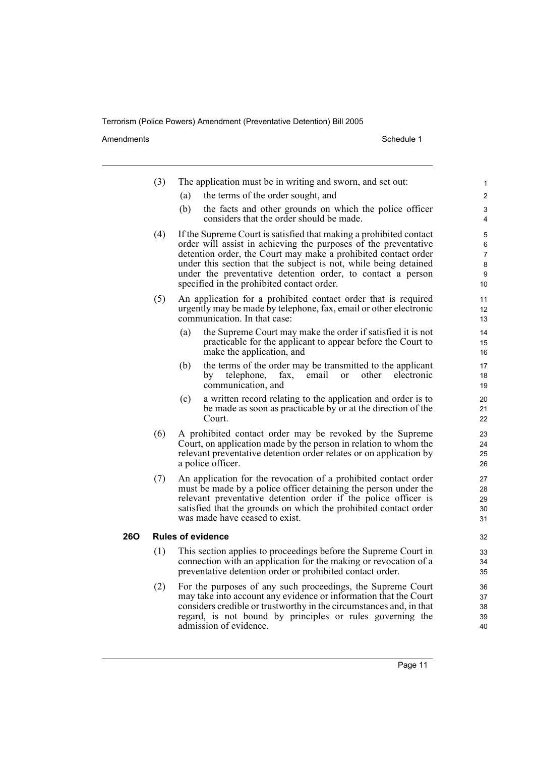(3) The application must be in writing and sworn, and set out:

(a) the terms of the order sought, and

(b) the facts and other grounds on which the police officer considers that the order should be made.

(4) If the Supreme Court is satisfied that making a prohibited contact order will assist in achieving the purposes of the preventative detention order, the Court may make a prohibited contact order under this section that the subject is not, while being detained under the preventative detention order, to contact a person specified in the prohibited contact order.

(5) An application for a prohibited contact order that is required urgently may be made by telephone, fax, email or other electronic communication. In that case:

(a) the Supreme Court may make the order if satisfied it is not practicable for the applicant to appear before the Court to make the application, and

(b) the terms of the order may be transmitted to the applicant by telephone, fax, email or other electronic communication, and

(c) a written record relating to the application and order is to be made as soon as practicable by or at the direction of the Court.

(6) A prohibited contact order may be revoked by the Supreme Court, on application made by the person in relation to whom the relevant preventative detention order relates or on application by a police officer.

(7) An application for the revocation of a prohibited contact order must be made by a police officer detaining the person under the relevant preventative detention order if the police officer is satisfied that the grounds on which the prohibited contact order was made have ceased to exist.

### 26O Rules of evidence

(1) This section applies to proceedings before the Supreme Court in connection with an application for the making or revocation of a preventative detention order or prohibited contact order.

(2) For the purposes of any such proceedings, the Supreme Court may take into account any evidence or information that the Court considers credible or trustworthy in the circumstances and, in that regard, is not bound by principles or rules governing the admission of evidence.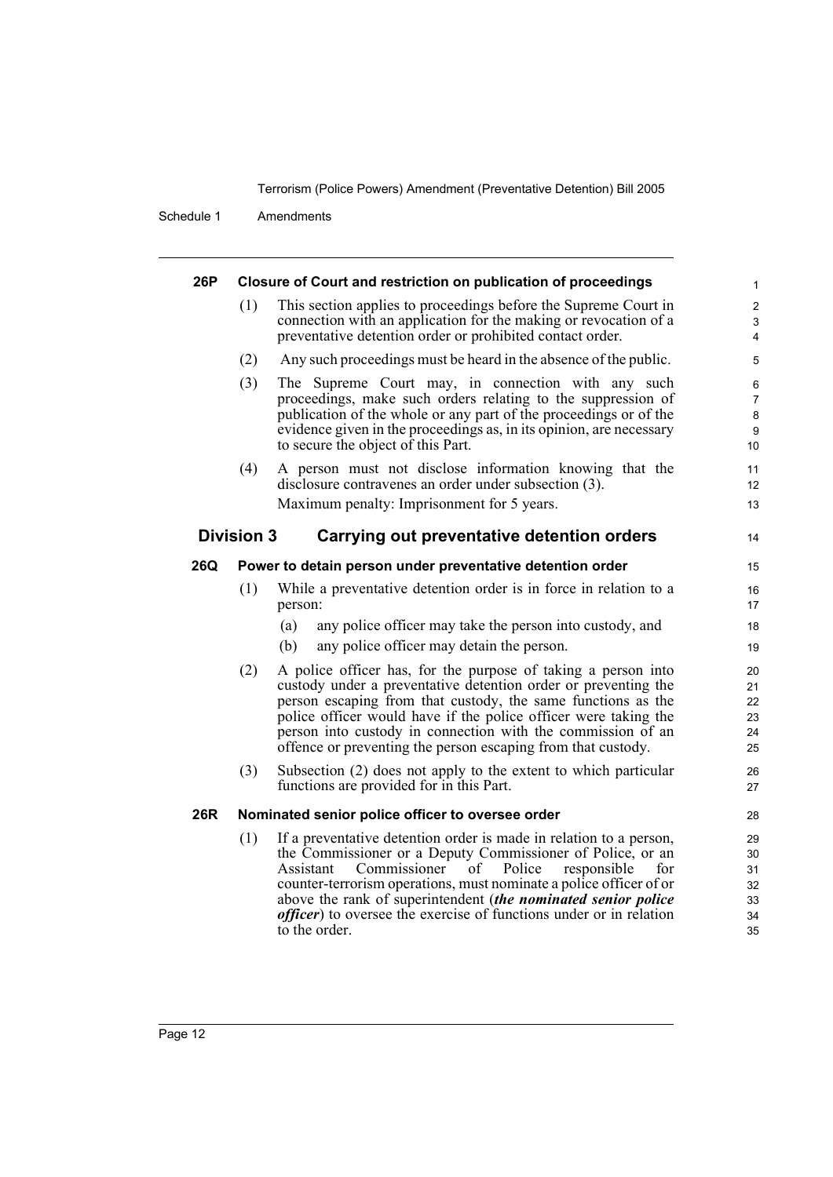**26P Closure of Court and restriction on publication of proceedings**

(1) This section applies to proceedings before the Supreme Court in connection with an application for the making or revocation of a preventative detention order or prohibited contact order.

(2) Any such proceedings must be heard in the absence of the public.

(3) The Supreme Court may, in connection with any such proceedings, make such orders relating to the suppression of publication of the whole or any part of the proceedings or of the evidence given in the proceedings as, in its opinion, are necessary to secure the object of this Part.

(4) A person must not disclose information knowing that the disclosure contravenes an order under subsection (3).

Maximum penalty: Imprisonment for 5 years.

## Division 3 Carrying out preventative detention orders

**26Q Power to detain person under preventative detention order**

(1) While a preventative detention order is in force in relation to a person:

(a) any police officer may take the person into custody, and

(b) any police officer may detain the person.

(2) A police officer has, for the purpose of taking a person into custody under a preventative detention order or preventing the person escaping from that custody, the same functions as the police officer would have if the police officer were taking the person into custody in connection with the commission of an offence or preventing the person escaping from that custody.

(3) Subsection (2) does not apply to the extent to which particular functions are provided for in this Part.

**26R Nominated senior police officer to oversee order**

(1) If a preventative detention order is made in relation to a person, the Commissioner or a Deputy Commissioner of Police, or an Assistant Commissioner of Police responsible for counter-terrorism operations, must nominate a police officer of or above the rank of superintendent (***the nominated senior police officer***) to oversee the exercise of functions under or in relation to the order.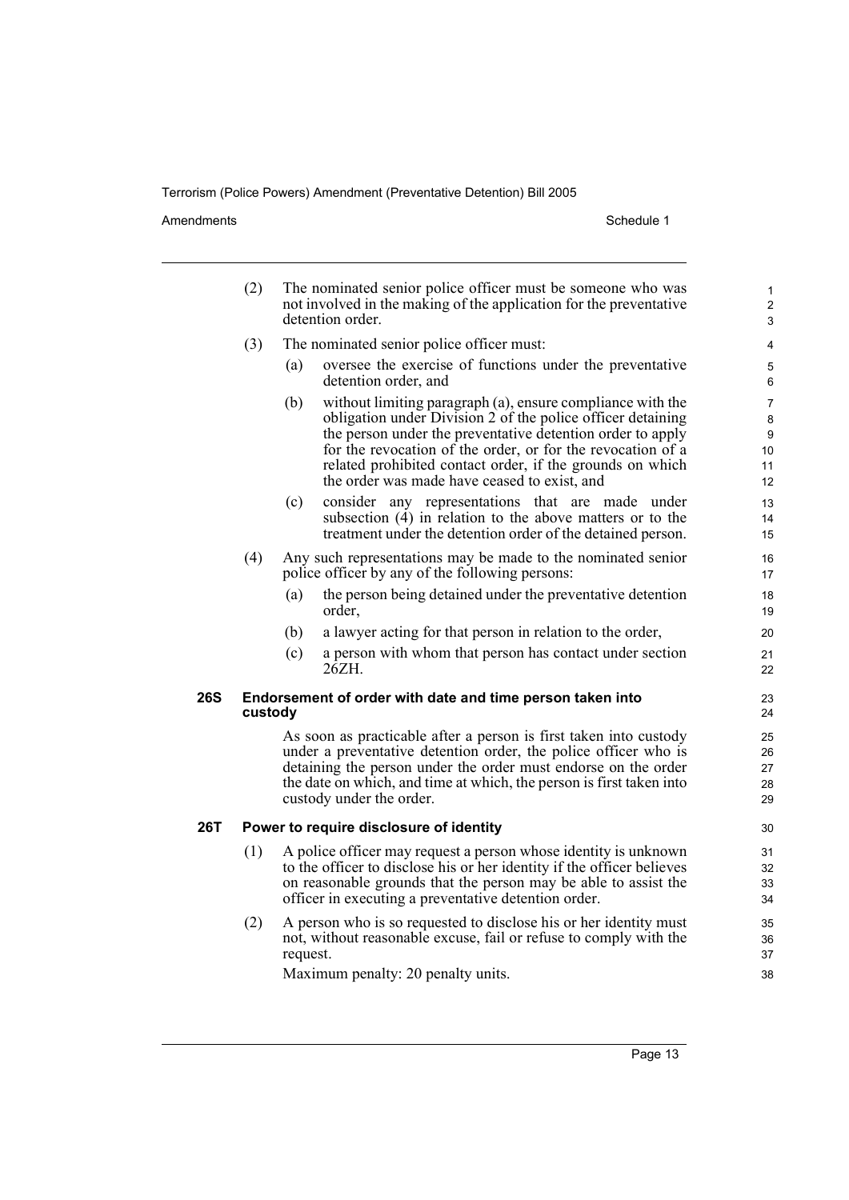(2) The nominated senior police officer must be someone who was not involved in the making of the application for the preventative detention order.

(3) The nominated senior police officer must:

(a) oversee the exercise of functions under the preventative detention order, and

(b) without limiting paragraph (a), ensure compliance with the obligation under Division 2 of the police officer detaining the person under the preventative detention order to apply for the revocation of the order, or for the revocation of a related prohibited contact order, if the grounds on which the order was made have ceased to exist, and

(c) consider any representations that are made under subsection (4) in relation to the above matters or to the treatment under the detention order of the detained person.

(4) Any such representations may be made to the nominated senior police officer by any of the following persons:

(a) the person being detained under the preventative detention order,

(b) a lawyer acting for that person in relation to the order,

(c) a person with whom that person has contact under section 26ZH.

### 26S Endorsement of order with date and time person taken into custody

As soon as practicable after a person is first taken into custody under a preventative detention order, the police officer who is detaining the person under the order must endorse on the order the date on which, and time at which, the person is first taken into custody under the order.

### 26T Power to require disclosure of identity

(1) A police officer may request a person whose identity is unknown to the officer to disclose his or her identity if the officer believes on reasonable grounds that the person may be able to assist the officer in executing a preventative detention order.

(2) A person who is so requested to disclose his or her identity must not, without reasonable excuse, fail or refuse to comply with the request.

Maximum penalty: 20 penalty units.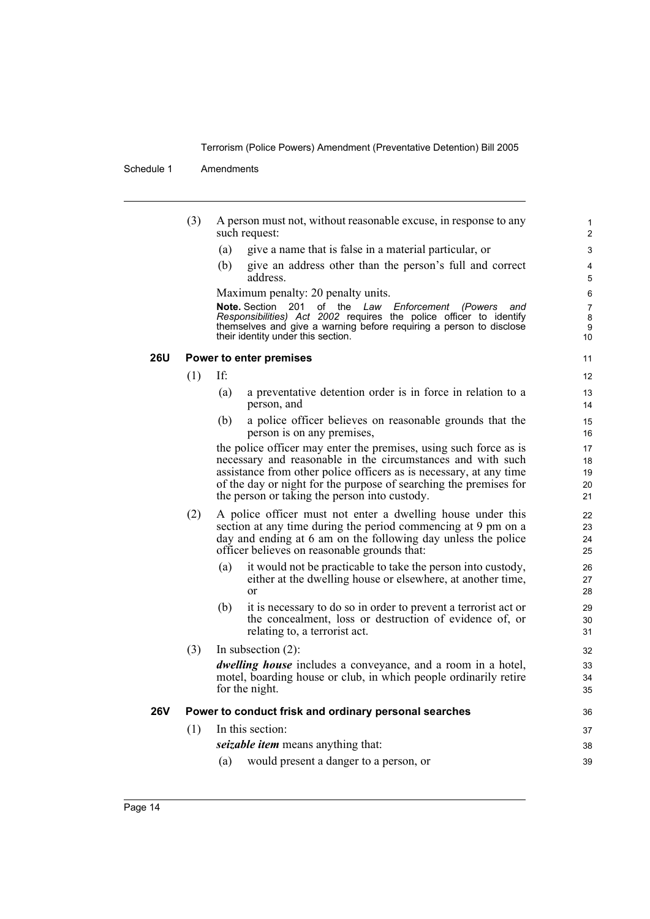(3) A person must not, without reasonable excuse, in response to any such request:

(a) give a name that is false in a material particular, or

(b) give an address other than the person's full and correct address.

Maximum penalty: 20 penalty units.

**Note.** Section 201 of the *Law Enforcement (Powers and Responsibilities) Act 2002* requires the police officer to identify themselves and give a warning before requiring a person to disclose their identity under this section.

### 26U Power to enter premises

(1) If:

(a) a preventative detention order is in force in relation to a person, and

(b) a police officer believes on reasonable grounds that the person is on any premises,

the police officer may enter the premises, using such force as is necessary and reasonable in the circumstances and with such assistance from other police officers as is necessary, at any time of the day or night for the purpose of searching the premises for the person or taking the person into custody.

(2) A police officer must not enter a dwelling house under this section at any time during the period commencing at 9 pm on a day and ending at 6 am on the following day unless the police officer believes on reasonable grounds that:

(a) it would not be practicable to take the person into custody, either at the dwelling house or elsewhere, at another time, or

(b) it is necessary to do so in order to prevent a terrorist act or the concealment, loss or destruction of evidence of, or relating to, a terrorist act.

(3) In subsection (2):

***dwelling house*** includes a conveyance, and a room in a hotel, motel, boarding house or club, in which people ordinarily retire for the night.

### 26V Power to conduct frisk and ordinary personal searches

(1) In this section:

***seizable item*** means anything that:

(a) would present a danger to a person, or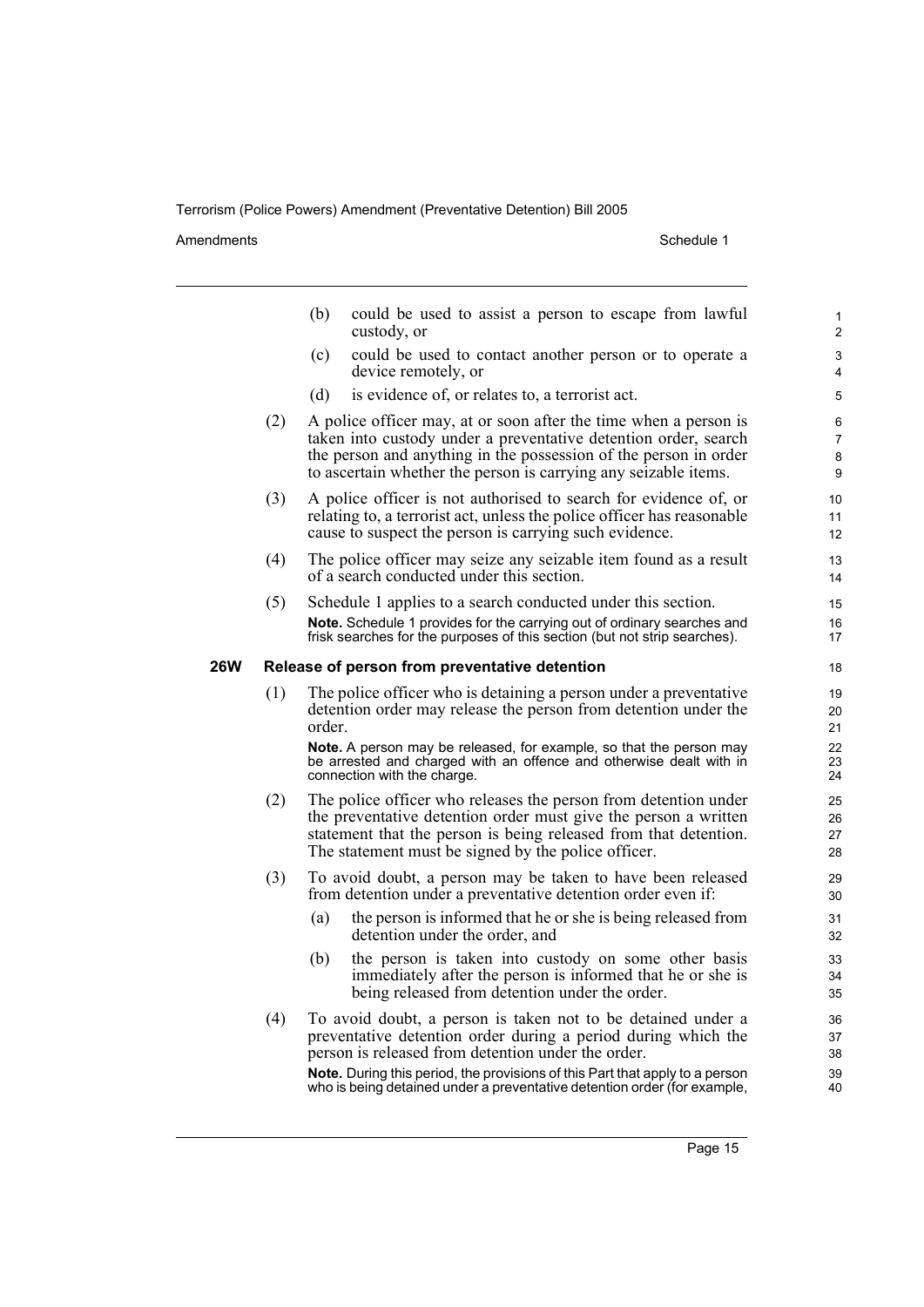(b) could be used to assist a person to escape from lawful custody, or

(c) could be used to contact another person or to operate a device remotely, or

(d) is evidence of, or relates to, a terrorist act.

(2) A police officer may, at or soon after the time when a person is taken into custody under a preventative detention order, search the person and anything in the possession of the person in order to ascertain whether the person is carrying any seizable items.

(3) A police officer is not authorised to search for evidence of, or relating to, a terrorist act, unless the police officer has reasonable cause to suspect the person is carrying such evidence.

(4) The police officer may seize any seizable item found as a result of a search conducted under this section.

(5) Schedule 1 applies to a search conducted under this section.

**Note.** Schedule 1 provides for the carrying out of ordinary searches and frisk searches for the purposes of this section (but not strip searches).

### 26W Release of person from preventative detention

(1) The police officer who is detaining a person under a preventative detention order may release the person from detention under the order.

**Note.** A person may be released, for example, so that the person may be arrested and charged with an offence and otherwise dealt with in connection with the charge.

(2) The police officer who releases the person from detention under the preventative detention order must give the person a written statement that the person is being released from that detention. The statement must be signed by the police officer.

(3) To avoid doubt, a person may be taken to have been released from detention under a preventative detention order even if:

(a) the person is informed that he or she is being released from detention under the order, and

(b) the person is taken into custody on some other basis immediately after the person is informed that he or she is being released from detention under the order.

(4) To avoid doubt, a person is taken not to be detained under a preventative detention order during a period during which the person is released from detention under the order.

**Note.** During this period, the provisions of this Part that apply to a person who is being detained under a preventative detention order (for example,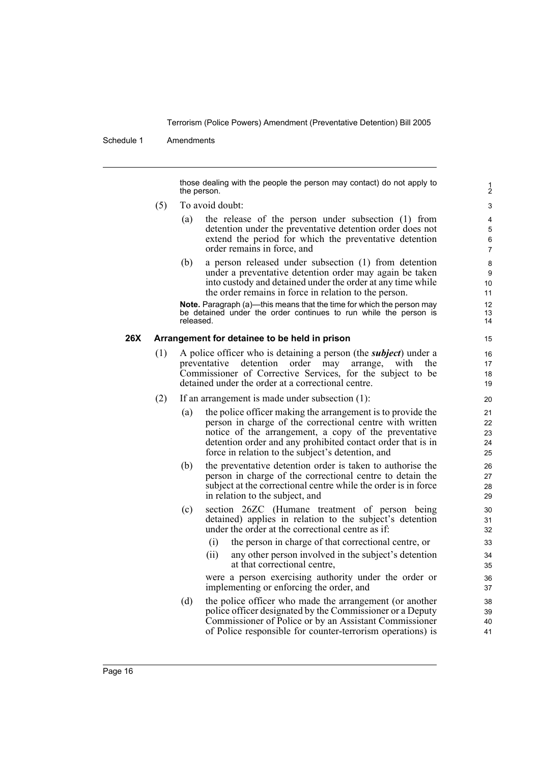those dealing with the people the person may contact) do not apply to the person.

(5) To avoid doubt:

(a) the release of the person under subsection (1) from detention under the preventative detention order does not extend the period for which the preventative detention order remains in force, and

(b) a person released under subsection (1) from detention under a preventative detention order may again be taken into custody and detained under the order at any time while the order remains in force in relation to the person.

**Note.** Paragraph (a)—this means that the time for which the person may be detained under the order continues to run while the person is released.

### 26X Arrangement for detainee to be held in prison

(1) A police officer who is detaining a person (the ***subject***) under a preventative detention order may arrange, with the Commissioner of Corrective Services, for the subject to be detained under the order at a correctional centre.

(2) If an arrangement is made under subsection (1):

(a) the police officer making the arrangement is to provide the person in charge of the correctional centre with written notice of the arrangement, a copy of the preventative detention order and any prohibited contact order that is in force in relation to the subject's detention, and

(b) the preventative detention order is taken to authorise the person in charge of the correctional centre to detain the subject at the correctional centre while the order is in force in relation to the subject, and

(c) section 26ZC (Humane treatment of person being detained) applies in relation to the subject's detention under the order at the correctional centre as if:

(i) the person in charge of that correctional centre, or

(ii) any other person involved in the subject's detention at that correctional centre,

were a person exercising authority under the order or implementing or enforcing the order, and

(d) the police officer who made the arrangement (or another police officer designated by the Commissioner or a Deputy Commissioner of Police or by an Assistant Commissioner of Police responsible for counter-terrorism operations) is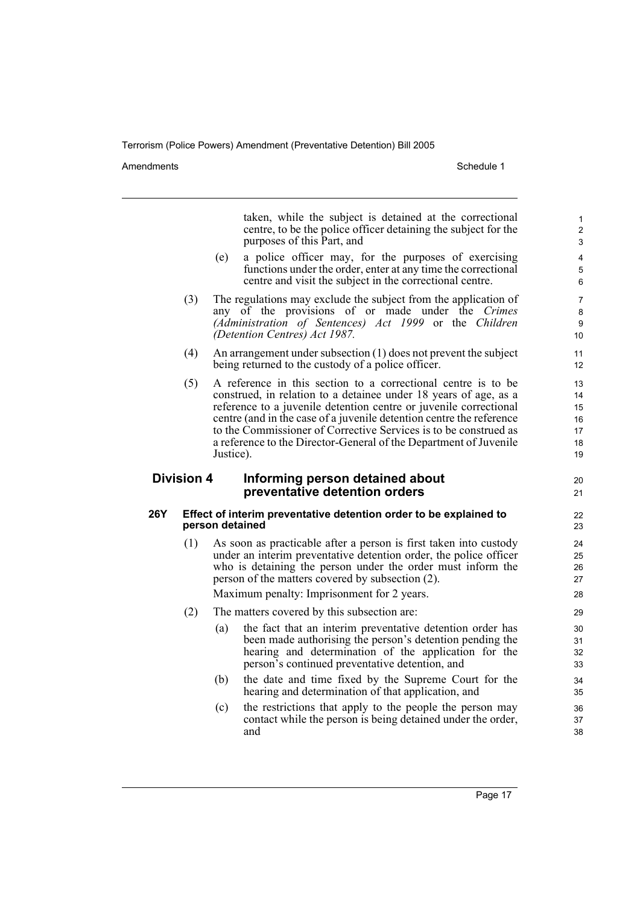taken, while the subject is detained at the correctional centre, to be the police officer detaining the subject for the purposes of this Part, and

(e) a police officer may, for the purposes of exercising functions under the order, enter at any time the correctional centre and visit the subject in the correctional centre.

(3) The regulations may exclude the subject from the application of any of the provisions of or made under the *Crimes (Administration of Sentences) Act 1999* or the *Children (Detention Centres) Act 1987*.

(4) An arrangement under subsection (1) does not prevent the subject being returned to the custody of a police officer.

(5) A reference in this section to a correctional centre is to be construed, in relation to a detainee under 18 years of age, as a reference to a juvenile detention centre or juvenile correctional centre (and in the case of a juvenile detention centre the reference to the Commissioner of Corrective Services is to be construed as a reference to the Director-General of the Department of Juvenile Justice).

## Division 4 Informing person detained about preventative detention orders

### 26Y Effect of interim preventative detention order to be explained to person detained

(1) As soon as practicable after a person is first taken into custody under an interim preventative detention order, the police officer who is detaining the person under the order must inform the person of the matters covered by subsection (2).

Maximum penalty: Imprisonment for 2 years.

(2) The matters covered by this subsection are:

(a) the fact that an interim preventative detention order has been made authorising the person's detention pending the hearing and determination of the application for the person's continued preventative detention, and

(b) the date and time fixed by the Supreme Court for the hearing and determination of that application, and

(c) the restrictions that apply to the people the person may contact while the person is being detained under the order, and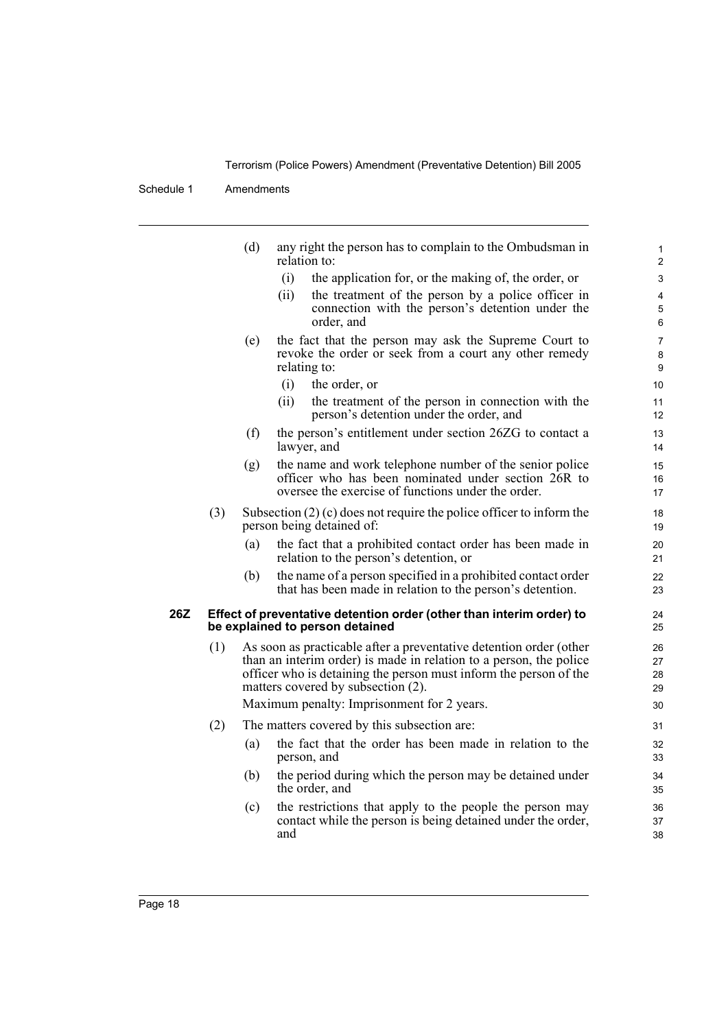(d) any right the person has to complain to the Ombudsman in relation to:

    (i) the application for, or the making of, the order, or

    (ii) the treatment of the person by a police officer in connection with the person's detention under the order, and

(e) the fact that the person may ask the Supreme Court to revoke the order or seek from a court any other remedy relating to:

    (i) the order, or

    (ii) the treatment of the person in connection with the person's detention under the order, and

(f) the person's entitlement under section 26ZG to contact a lawyer, and

(g) the name and work telephone number of the senior police officer who has been nominated under section 26R to oversee the exercise of functions under the order.

(3) Subsection (2) (c) does not require the police officer to inform the person being detained of:

(a) the fact that a prohibited contact order has been made in relation to the person's detention, or

(b) the name of a person specified in a prohibited contact order that has been made in relation to the person's detention.

**26Z Effect of preventative detention order (other than interim order) to be explained to person detained**

(1) As soon as practicable after a preventative detention order (other than an interim order) is made in relation to a person, the police officer who is detaining the person must inform the person of the matters covered by subsection (2).

Maximum penalty: Imprisonment for 2 years.

(2) The matters covered by this subsection are:

(a) the fact that the order has been made in relation to the person, and

(b) the period during which the person may be detained under the order, and

(c) the restrictions that apply to the people the person may contact while the person is being detained under the order, and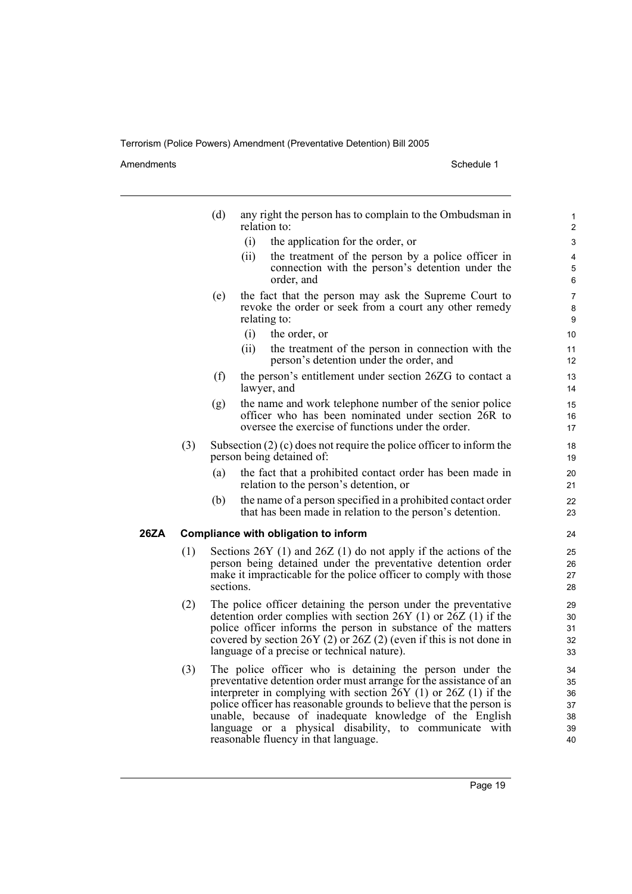(d) any right the person has to complain to the Ombudsman in relation to:

  (i) the application for the order, or

  (ii) the treatment of the person by a police officer in connection with the person's detention under the order, and

(e) the fact that the person may ask the Supreme Court to revoke the order or seek from a court any other remedy relating to:

  (i) the order, or

  (ii) the treatment of the person in connection with the person's detention under the order, and

(f) the person's entitlement under section 26ZG to contact a lawyer, and

(g) the name and work telephone number of the senior police officer who has been nominated under section 26R to oversee the exercise of functions under the order.

(3) Subsection (2) (c) does not require the police officer to inform the person being detained of:

  (a) the fact that a prohibited contact order has been made in relation to the person's detention, or

  (b) the name of a person specified in a prohibited contact order that has been made in relation to the person's detention.

**26ZA Compliance with obligation to inform**

(1) Sections 26Y (1) and 26Z (1) do not apply if the actions of the person being detained under the preventative detention order make it impracticable for the police officer to comply with those sections.

(2) The police officer detaining the person under the preventative detention order complies with section 26Y (1) or 26Z (1) if the police officer informs the person in substance of the matters covered by section 26Y (2) or 26Z (2) (even if this is not done in language of a precise or technical nature).

(3) The police officer who is detaining the person under the preventative detention order must arrange for the assistance of an interpreter in complying with section 26Y (1) or 26Z (1) if the police officer has reasonable grounds to believe that the person is unable, because of inadequate knowledge of the English language or a physical disability, to communicate with reasonable fluency in that language.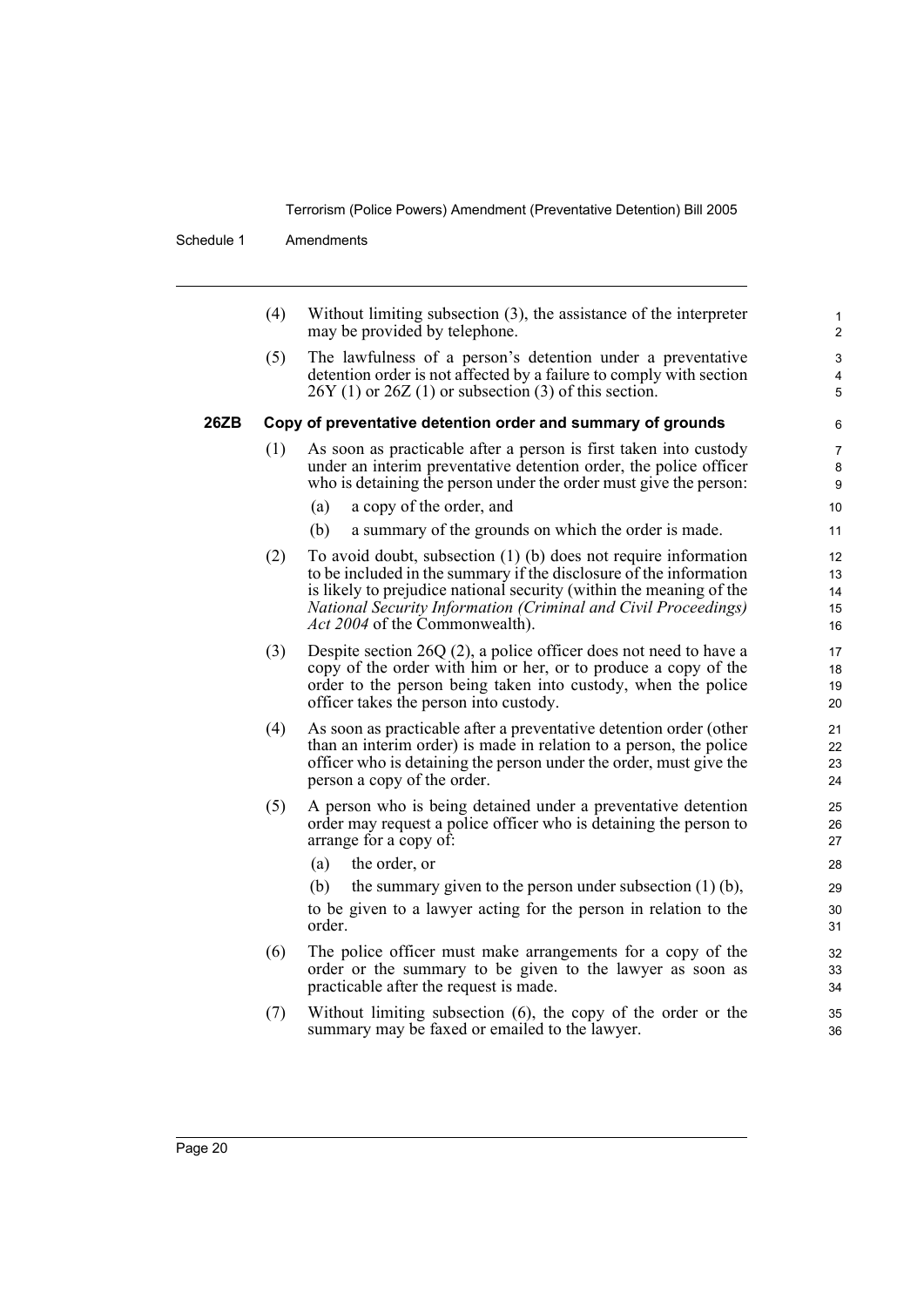(4) Without limiting subsection (3), the assistance of the interpreter may be provided by telephone.

(5) The lawfulness of a person's detention under a preventative detention order is not affected by a failure to comply with section 26Y (1) or 26Z (1) or subsection (3) of this section.

### 26ZB Copy of preventative detention order and summary of grounds

(1) As soon as practicable after a person is first taken into custody under an interim preventative detention order, the police officer who is detaining the person under the order must give the person:

(a) a copy of the order, and

(b) a summary of the grounds on which the order is made.

(2) To avoid doubt, subsection (1) (b) does not require information to be included in the summary if the disclosure of the information is likely to prejudice national security (within the meaning of the *National Security Information (Criminal and Civil Proceedings) Act 2004* of the Commonwealth).

(3) Despite section 26Q (2), a police officer does not need to have a copy of the order with him or her, or to produce a copy of the order to the person being taken into custody, when the police officer takes the person into custody.

(4) As soon as practicable after a preventative detention order (other than an interim order) is made in relation to a person, the police officer who is detaining the person under the order, must give the person a copy of the order.

(5) A person who is being detained under a preventative detention order may request a police officer who is detaining the person to arrange for a copy of:

(a) the order, or

(b) the summary given to the person under subsection (1) (b),

to be given to a lawyer acting for the person in relation to the order.

(6) The police officer must make arrangements for a copy of the order or the summary to be given to the lawyer as soon as practicable after the request is made.

(7) Without limiting subsection (6), the copy of the order or the summary may be faxed or emailed to the lawyer.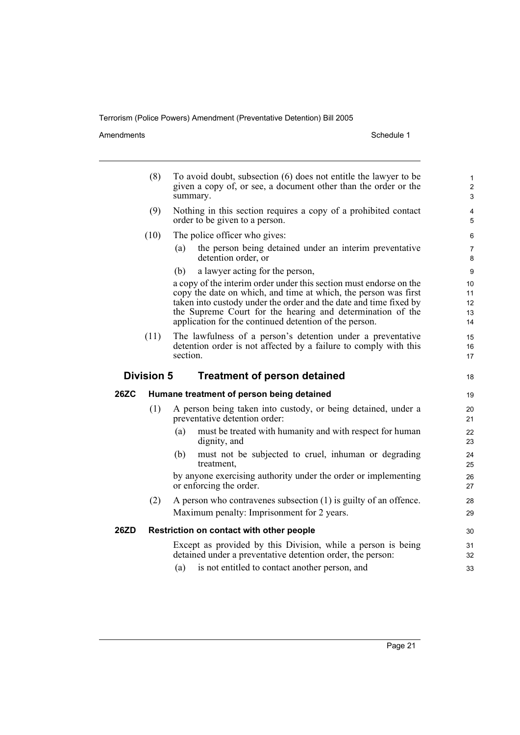(8) To avoid doubt, subsection (6) does not entitle the lawyer to be given a copy of, or see, a document other than the order or the summary.

(9) Nothing in this section requires a copy of a prohibited contact order to be given to a person.

(10) The police officer who gives:

(a) the person being detained under an interim preventative detention order, or

(b) a lawyer acting for the person,

a copy of the interim order under this section must endorse on the copy the date on which, and time at which, the person was first taken into custody under the order and the date and time fixed by the Supreme Court for the hearing and determination of the application for the continued detention of the person.

(11) The lawfulness of a person's detention under a preventative detention order is not affected by a failure to comply with this section.

## Division 5 Treatment of person detained

### 26ZC Humane treatment of person being detained

(1) A person being taken into custody, or being detained, under a preventative detention order:

(a) must be treated with humanity and with respect for human dignity, and

(b) must not be subjected to cruel, inhuman or degrading treatment,

by anyone exercising authority under the order or implementing or enforcing the order.

(2) A person who contravenes subsection (1) is guilty of an offence.

Maximum penalty: Imprisonment for 2 years.

### 26ZD Restriction on contact with other people

Except as provided by this Division, while a person is being detained under a preventative detention order, the person:

(a) is not entitled to contact another person, and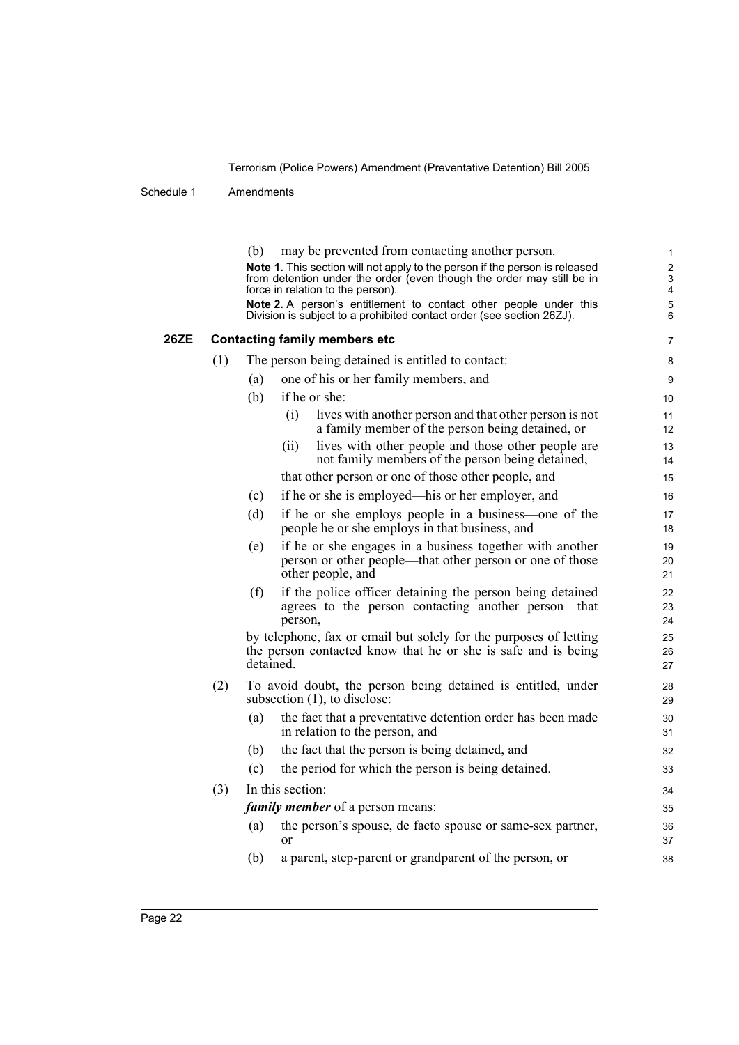(b) may be prevented from contacting another person.

**Note 1.** This section will not apply to the person if the person is released from detention under the order (even though the order may still be in force in relation to the person).

**Note 2.** A person's entitlement to contact other people under this Division is subject to a prohibited contact order (see section 26ZJ).

### 26ZE Contacting family members etc

(1) The person being detained is entitled to contact:

- (a) one of his or her family members, and
- (b) if he or she:
  - (i) lives with another person and that other person is not a family member of the person being detained, or
  - (ii) lives with other people and those other people are not family members of the person being detained,

  that other person or one of those other people, and
- (c) if he or she is employed—his or her employer, and
- (d) if he or she employs people in a business—one of the people he or she employs in that business, and
- (e) if he or she engages in a business together with another person or other people—that other person or one of those other people, and
- (f) if the police officer detaining the person being detained agrees to the person contacting another person—that person,

by telephone, fax or email but solely for the purposes of letting the person contacted know that he or she is safe and is being detained.

(2) To avoid doubt, the person being detained is entitled, under subsection (1), to disclose:

- (a) the fact that a preventative detention order has been made in relation to the person, and
- (b) the fact that the person is being detained, and
- (c) the period for which the person is being detained.

(3) In this section:

***family member*** of a person means:

- (a) the person's spouse, de facto spouse or same-sex partner, or
- (b) a parent, step-parent or grandparent of the person, or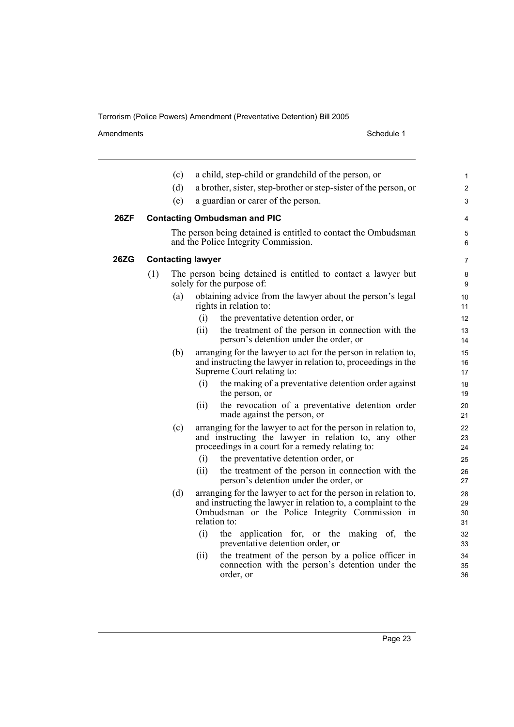(c) a child, step-child or grandchild of the person, or

(d) a brother, sister, step-brother or step-sister of the person, or

(e) a guardian or carer of the person.

### 26ZF Contacting Ombudsman and PIC

The person being detained is entitled to contact the Ombudsman and the Police Integrity Commission.

### 26ZG Contacting lawyer

(1) The person being detained is entitled to contact a lawyer but solely for the purpose of:

- (a) obtaining advice from the lawyer about the person's legal rights in relation to:
  - (i) the preventative detention order, or
  - (ii) the treatment of the person in connection with the person's detention under the order, or
- (b) arranging for the lawyer to act for the person in relation to, and instructing the lawyer in relation to, proceedings in the Supreme Court relating to:
  - (i) the making of a preventative detention order against the person, or
  - (ii) the revocation of a preventative detention order made against the person, or
- (c) arranging for the lawyer to act for the person in relation to, and instructing the lawyer in relation to, any other proceedings in a court for a remedy relating to:
  - (i) the preventative detention order, or
  - (ii) the treatment of the person in connection with the person's detention under the order, or
- (d) arranging for the lawyer to act for the person in relation to, and instructing the lawyer in relation to, a complaint to the Ombudsman or the Police Integrity Commission in relation to:
  - (i) the application for, or the making of, the preventative detention order, or
  - (ii) the treatment of the person by a police officer in connection with the person's detention under the order, or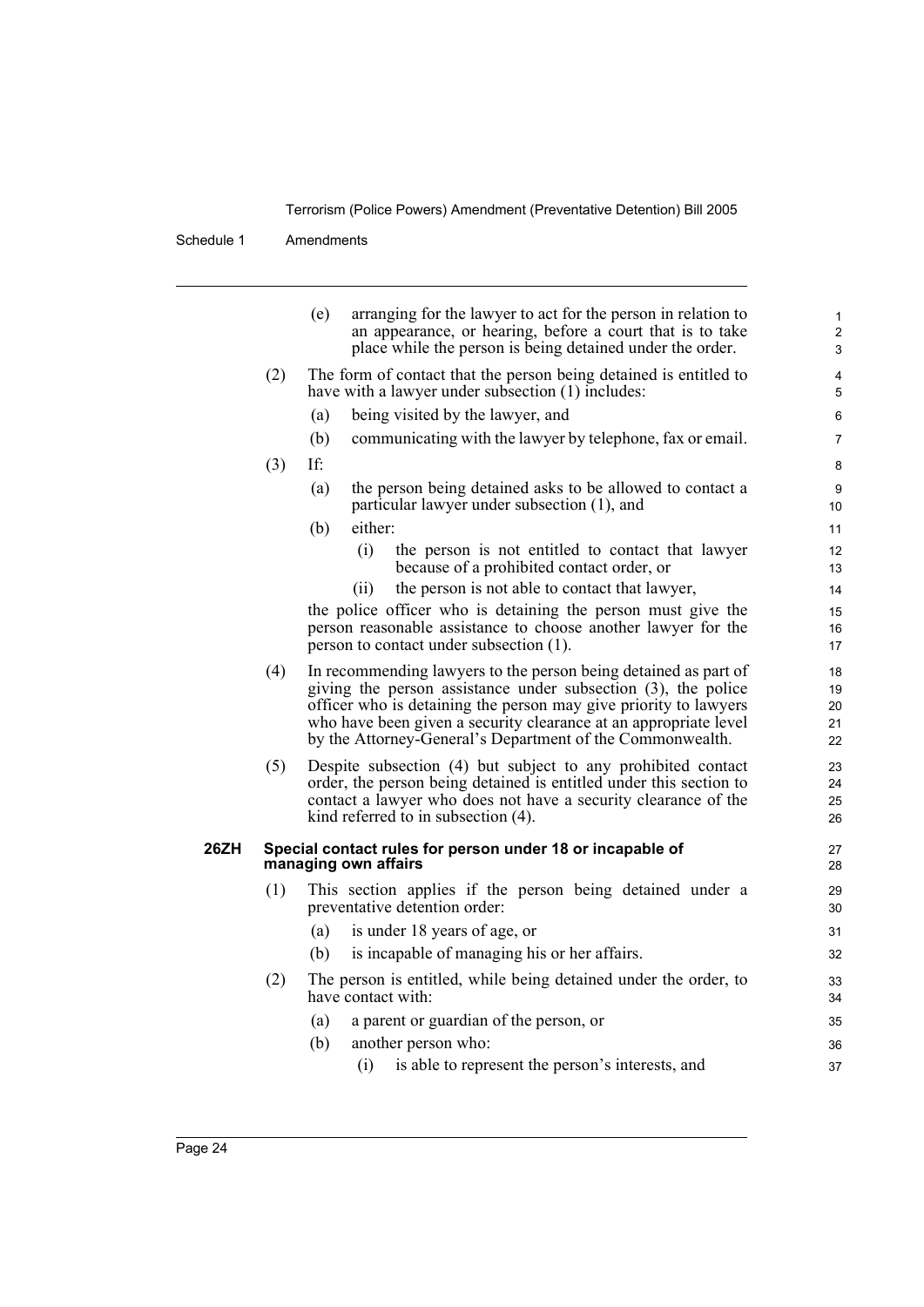(e) arranging for the lawyer to act for the person in relation to an appearance, or hearing, before a court that is to take place while the person is being detained under the order.

(2) The form of contact that the person being detained is entitled to have with a lawyer under subsection (1) includes:

(a) being visited by the lawyer, and

(b) communicating with the lawyer by telephone, fax or email.

(3) If:

(a) the person being detained asks to be allowed to contact a particular lawyer under subsection (1), and

(b) either:

(i) the person is not entitled to contact that lawyer because of a prohibited contact order, or

(ii) the person is not able to contact that lawyer,

the police officer who is detaining the person must give the person reasonable assistance to choose another lawyer for the person to contact under subsection (1).

(4) In recommending lawyers to the person being detained as part of giving the person assistance under subsection (3), the police officer who is detaining the person may give priority to lawyers who have been given a security clearance at an appropriate level by the Attorney-General's Department of the Commonwealth.

(5) Despite subsection (4) but subject to any prohibited contact order, the person being detained is entitled under this section to contact a lawyer who does not have a security clearance of the kind referred to in subsection (4).

**26ZH Special contact rules for person under 18 or incapable of managing own affairs**

(1) This section applies if the person being detained under a preventative detention order:

(a) is under 18 years of age, or

(b) is incapable of managing his or her affairs.

(2) The person is entitled, while being detained under the order, to have contact with:

(a) a parent or guardian of the person, or

(b) another person who:

(i) is able to represent the person's interests, and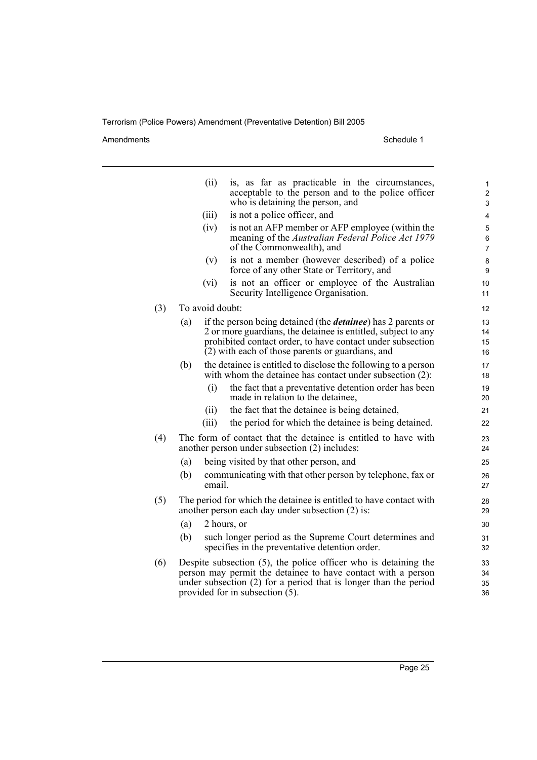(ii) is, as far as practicable in the circumstances, acceptable to the person and to the police officer who is detaining the person, and

(iii) is not a police officer, and

(iv) is not an AFP member or AFP employee (within the meaning of the *Australian Federal Police Act 1979* of the Commonwealth), and

(v) is not a member (however described) of a police force of any other State or Territory, and

(vi) is not an officer or employee of the Australian Security Intelligence Organisation.

(3) To avoid doubt:

(a) if the person being detained (the ***detainee***) has 2 parents or 2 or more guardians, the detainee is entitled, subject to any prohibited contact order, to have contact under subsection (2) with each of those parents or guardians, and

(b) the detainee is entitled to disclose the following to a person with whom the detainee has contact under subsection (2):

(i) the fact that a preventative detention order has been made in relation to the detainee,

(ii) the fact that the detainee is being detained,

(iii) the period for which the detainee is being detained.

(4) The form of contact that the detainee is entitled to have with another person under subsection (2) includes:

(a) being visited by that other person, and

(b) communicating with that other person by telephone, fax or email.

(5) The period for which the detainee is entitled to have contact with another person each day under subsection (2) is:

(a) 2 hours, or

(b) such longer period as the Supreme Court determines and specifies in the preventative detention order.

(6) Despite subsection (5), the police officer who is detaining the person may permit the detainee to have contact with a person under subsection (2) for a period that is longer than the period provided for in subsection (5).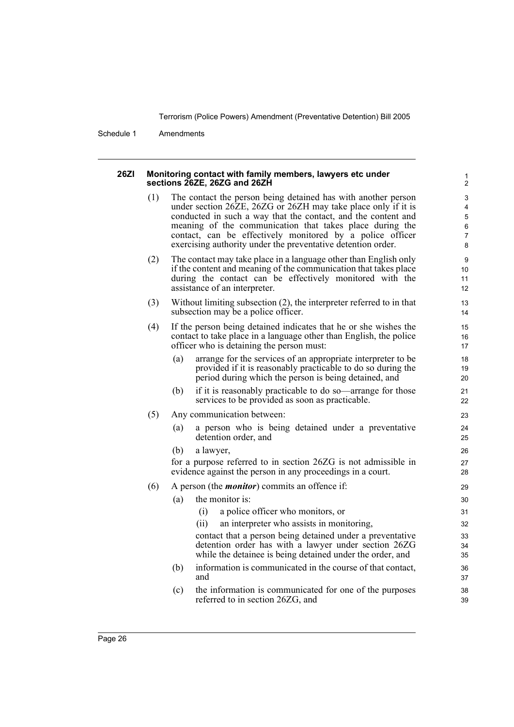### 26ZI Monitoring contact with family members, lawyers etc under sections 26ZE, 26ZG and 26ZH

(1) The contact the person being detained has with another person under section 26ZE, 26ZG or 26ZH may take place only if it is conducted in such a way that the contact, and the content and meaning of the communication that takes place during the contact, can be effectively monitored by a police officer exercising authority under the preventative detention order.

(2) The contact may take place in a language other than English only if the content and meaning of the communication that takes place during the contact can be effectively monitored with the assistance of an interpreter.

(3) Without limiting subsection (2), the interpreter referred to in that subsection may be a police officer.

(4) If the person being detained indicates that he or she wishes the contact to take place in a language other than English, the police officer who is detaining the person must:

- (a) arrange for the services of an appropriate interpreter to be provided if it is reasonably practicable to do so during the period during which the person is being detained, and
- (b) if it is reasonably practicable to do so—arrange for those services to be provided as soon as practicable.

(5) Any communication between:

- (a) a person who is being detained under a preventative detention order, and
- (b) a lawyer,

for a purpose referred to in section 26ZG is not admissible in evidence against the person in any proceedings in a court.

(6) A person (the ***monitor***) commits an offence if:

- (a) the monitor is:
  - (i) a police officer who monitors, or
  - (ii) an interpreter who assists in monitoring,

  contact that a person being detained under a preventative detention order has with a lawyer under section 26ZG while the detainee is being detained under the order, and
- (b) information is communicated in the course of that contact, and
- (c) the information is communicated for one of the purposes referred to in section 26ZG, and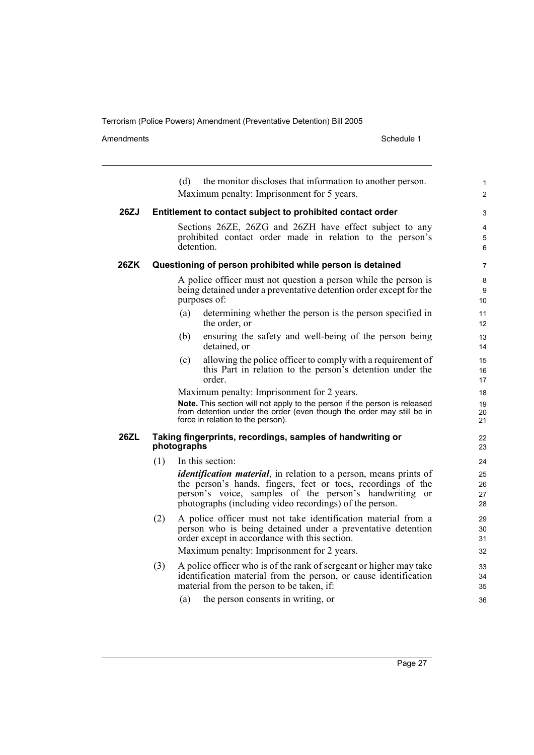(d) the monitor discloses that information to another person.

Maximum penalty: Imprisonment for 5 years.

### 26ZJ Entitlement to contact subject to prohibited contact order

Sections 26ZE, 26ZG and 26ZH have effect subject to any prohibited contact order made in relation to the person's detention.

### 26ZK Questioning of person prohibited while person is detained

A police officer must not question a person while the person is being detained under a preventative detention order except for the purposes of:

(a) determining whether the person is the person specified in the order, or

(b) ensuring the safety and well-being of the person being detained, or

(c) allowing the police officer to comply with a requirement of this Part in relation to the person's detention under the order.

Maximum penalty: Imprisonment for 2 years.

**Note.** This section will not apply to the person if the person is released from detention under the order (even though the order may still be in force in relation to the person).

### 26ZL Taking fingerprints, recordings, samples of handwriting or photographs

(1) In this section:

***identification material***, in relation to a person, means prints of the person's hands, fingers, feet or toes, recordings of the person's voice, samples of the person's handwriting or photographs (including video recordings) of the person.

(2) A police officer must not take identification material from a person who is being detained under a preventative detention order except in accordance with this section.

Maximum penalty: Imprisonment for 2 years.

(3) A police officer who is of the rank of sergeant or higher may take identification material from the person, or cause identification material from the person to be taken, if:

(a) the person consents in writing, or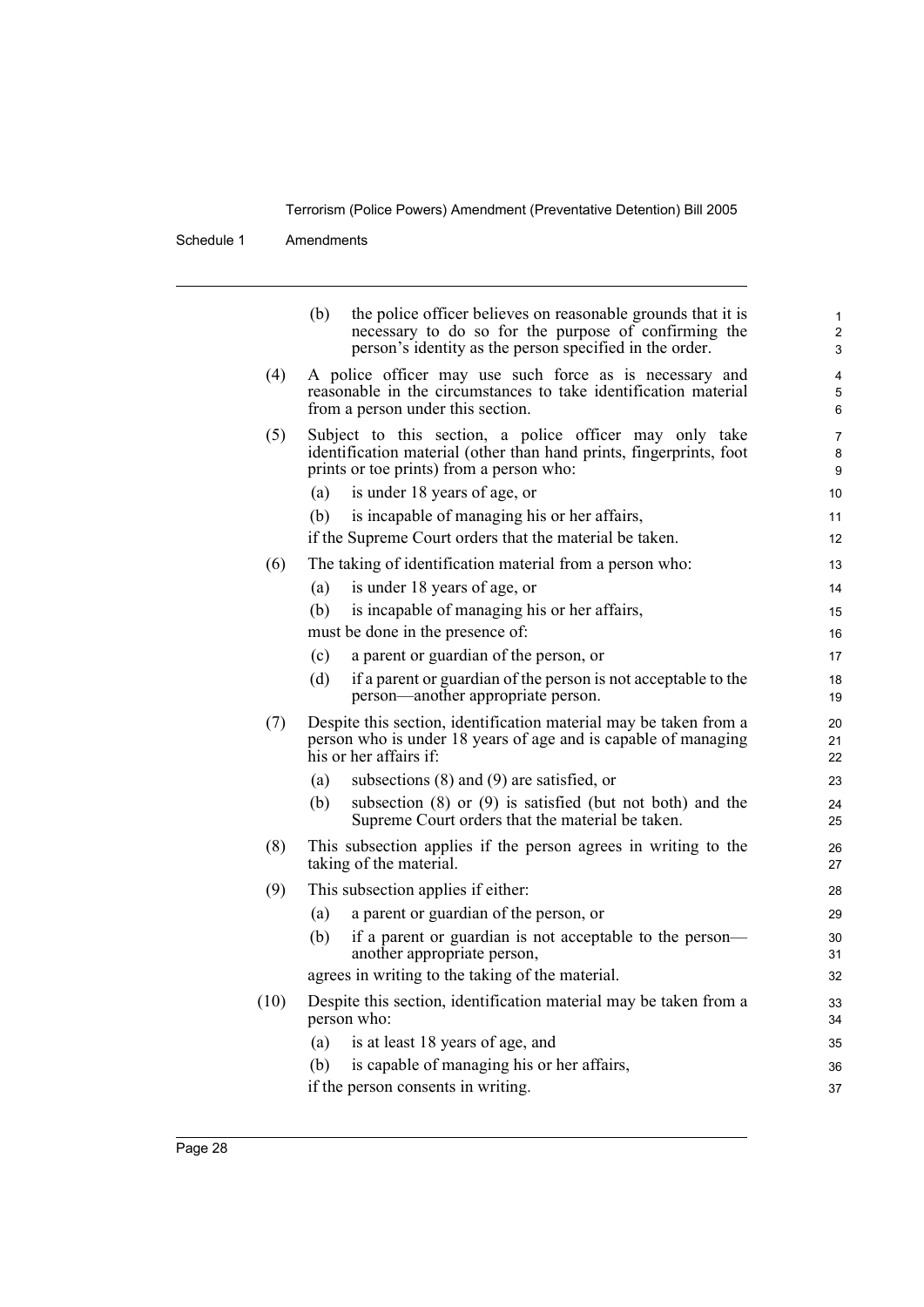(b) the police officer believes on reasonable grounds that it is necessary to do so for the purpose of confirming the person's identity as the person specified in the order.

(4) A police officer may use such force as is necessary and reasonable in the circumstances to take identification material from a person under this section.

(5) Subject to this section, a police officer may only take identification material (other than hand prints, fingerprints, foot prints or toe prints) from a person who:

(a) is under 18 years of age, or

(b) is incapable of managing his or her affairs,

if the Supreme Court orders that the material be taken.

(6) The taking of identification material from a person who:

(a) is under 18 years of age, or

(b) is incapable of managing his or her affairs,

must be done in the presence of:

(c) a parent or guardian of the person, or

(d) if a parent or guardian of the person is not acceptable to the person—another appropriate person.

(7) Despite this section, identification material may be taken from a person who is under 18 years of age and is capable of managing his or her affairs if:

(a) subsections (8) and (9) are satisfied, or

(b) subsection (8) or (9) is satisfied (but not both) and the Supreme Court orders that the material be taken.

(8) This subsection applies if the person agrees in writing to the taking of the material.

(9) This subsection applies if either:

(a) a parent or guardian of the person, or

(b) if a parent or guardian is not acceptable to the person—another appropriate person,

agrees in writing to the taking of the material.

(10) Despite this section, identification material may be taken from a person who:

(a) is at least 18 years of age, and

(b) is capable of managing his or her affairs,

if the person consents in writing.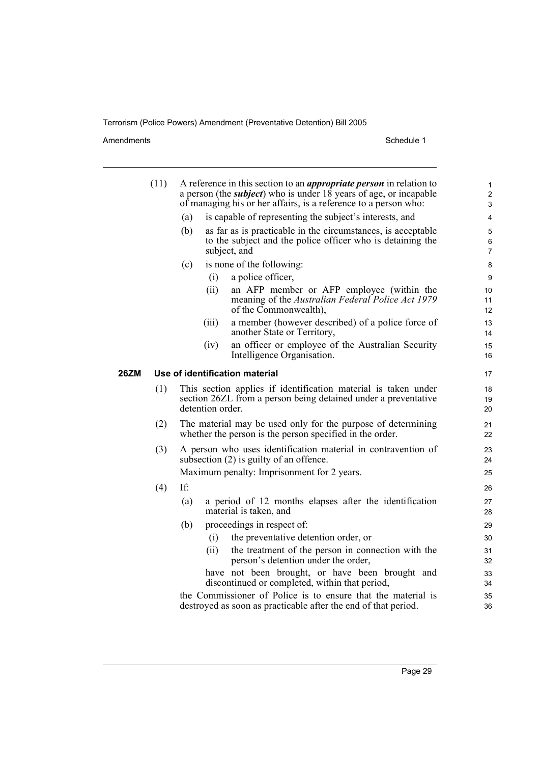(11) A reference in this section to an ***appropriate person*** in relation to a person (the ***subject***) who is under 18 years of age, or incapable of managing his or her affairs, is a reference to a person who:

(a) is capable of representing the subject's interests, and

(b) as far as is practicable in the circumstances, is acceptable to the subject and the police officer who is detaining the subject, and

(c) is none of the following:

(i) a police officer,

(ii) an AFP member or AFP employee (within the meaning of the *Australian Federal Police Act 1979* of the Commonwealth),

(iii) a member (however described) of a police force of another State or Territory,

(iv) an officer or employee of the Australian Security Intelligence Organisation.

### 26ZM Use of identification material

(1) This section applies if identification material is taken under section 26ZL from a person being detained under a preventative detention order.

(2) The material may be used only for the purpose of determining whether the person is the person specified in the order.

(3) A person who uses identification material in contravention of subsection (2) is guilty of an offence.

Maximum penalty: Imprisonment for 2 years.

(4) If:

(a) a period of 12 months elapses after the identification material is taken, and

(b) proceedings in respect of:

(i) the preventative detention order, or

(ii) the treatment of the person in connection with the person's detention under the order,

have not been brought, or have been brought and discontinued or completed, within that period,

the Commissioner of Police is to ensure that the material is destroyed as soon as practicable after the end of that period.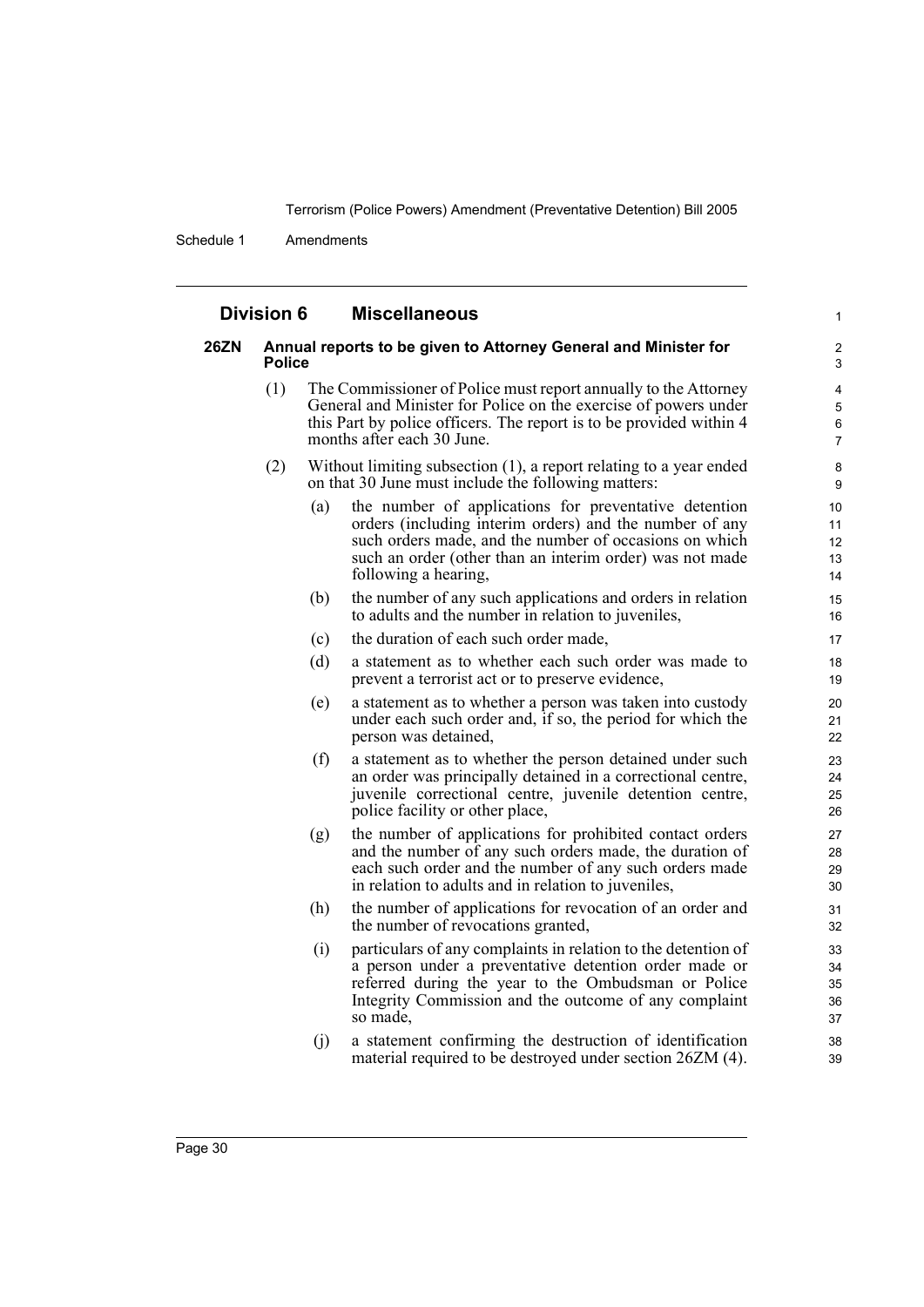## Division 6 Miscellaneous

### 26ZN Annual reports to be given to Attorney General and Minister for Police

(1) The Commissioner of Police must report annually to the Attorney General and Minister for Police on the exercise of powers under this Part by police officers. The report is to be provided within 4 months after each 30 June.

(2) Without limiting subsection (1), a report relating to a year ended on that 30 June must include the following matters:

- (a) the number of applications for preventative detention orders (including interim orders) and the number of any such orders made, and the number of occasions on which such an order (other than an interim order) was not made following a hearing,
- (b) the number of any such applications and orders in relation to adults and the number in relation to juveniles,
- (c) the duration of each such order made,
- (d) a statement as to whether each such order was made to prevent a terrorist act or to preserve evidence,
- (e) a statement as to whether a person was taken into custody under each such order and, if so, the period for which the person was detained,
- (f) a statement as to whether the person detained under such an order was principally detained in a correctional centre, juvenile correctional centre, juvenile detention centre, police facility or other place,
- (g) the number of applications for prohibited contact orders and the number of any such orders made, the duration of each such order and the number of any such orders made in relation to adults and in relation to juveniles,
- (h) the number of applications for revocation of an order and the number of revocations granted,
- (i) particulars of any complaints in relation to the detention of a person under a preventative detention order made or referred during the year to the Ombudsman or Police Integrity Commission and the outcome of any complaint so made,
- (j) a statement confirming the destruction of identification material required to be destroyed under section 26ZM (4).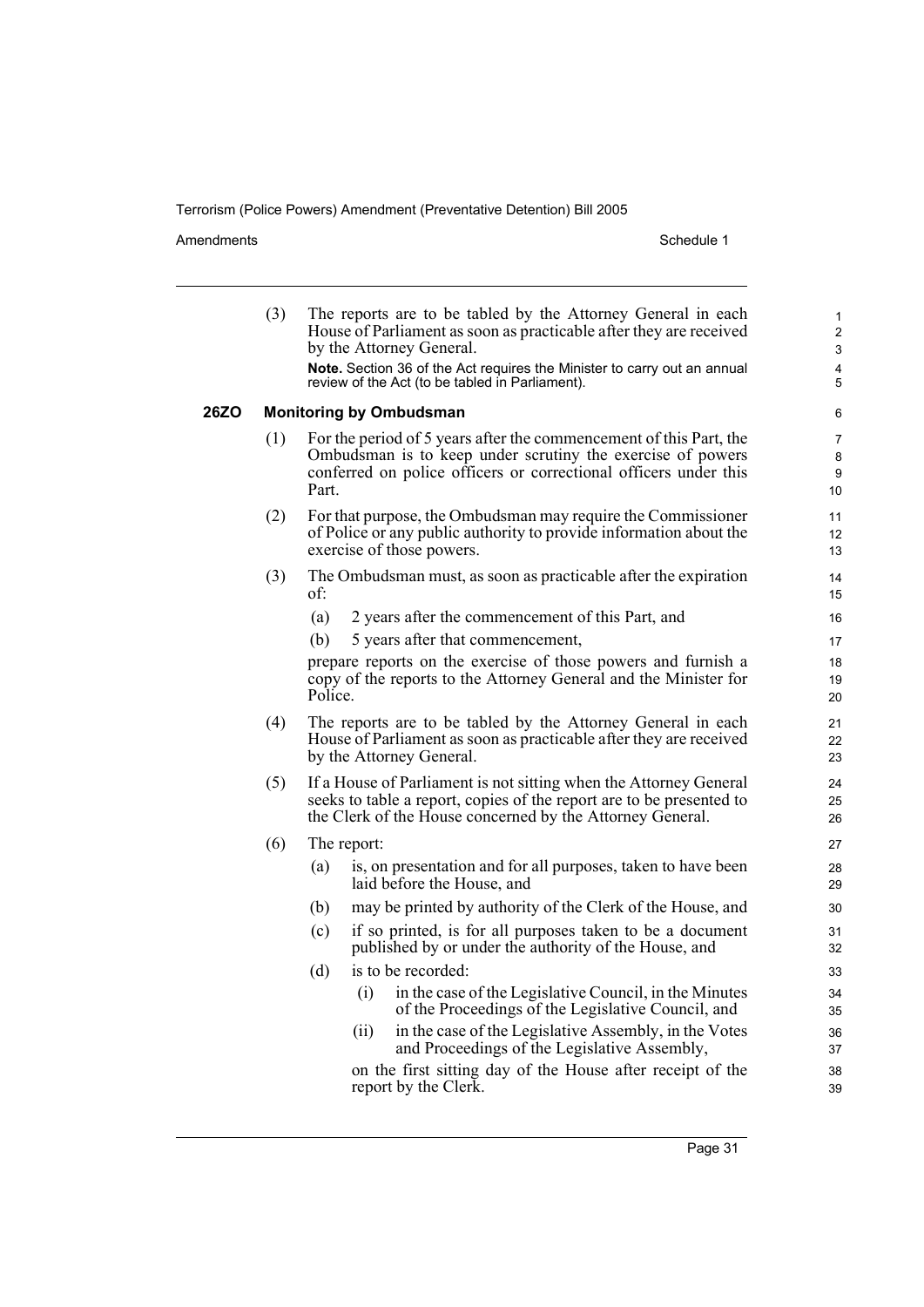(3) The reports are to be tabled by the Attorney General in each House of Parliament as soon as practicable after they are received by the Attorney General.

**Note.** Section 36 of the Act requires the Minister to carry out an annual review of the Act (to be tabled in Parliament).

### 26ZO Monitoring by Ombudsman

(1) For the period of 5 years after the commencement of this Part, the Ombudsman is to keep under scrutiny the exercise of powers conferred on police officers or correctional officers under this Part.

(2) For that purpose, the Ombudsman may require the Commissioner of Police or any public authority to provide information about the exercise of those powers.

(3) The Ombudsman must, as soon as practicable after the expiration of:

- (a) 2 years after the commencement of this Part, and
- (b) 5 years after that commencement,

prepare reports on the exercise of those powers and furnish a copy of the reports to the Attorney General and the Minister for Police.

(4) The reports are to be tabled by the Attorney General in each House of Parliament as soon as practicable after they are received by the Attorney General.

(5) If a House of Parliament is not sitting when the Attorney General seeks to table a report, copies of the report are to be presented to the Clerk of the House concerned by the Attorney General.

(6) The report:

- (a) is, on presentation and for all purposes, taken to have been laid before the House, and
- (b) may be printed by authority of the Clerk of the House, and
- (c) if so printed, is for all purposes taken to be a document published by or under the authority of the House, and
- (d) is to be recorded:
  - (i) in the case of the Legislative Council, in the Minutes of the Proceedings of the Legislative Council, and
  - (ii) in the case of the Legislative Assembly, in the Votes and Proceedings of the Legislative Assembly,

  on the first sitting day of the House after receipt of the report by the Clerk.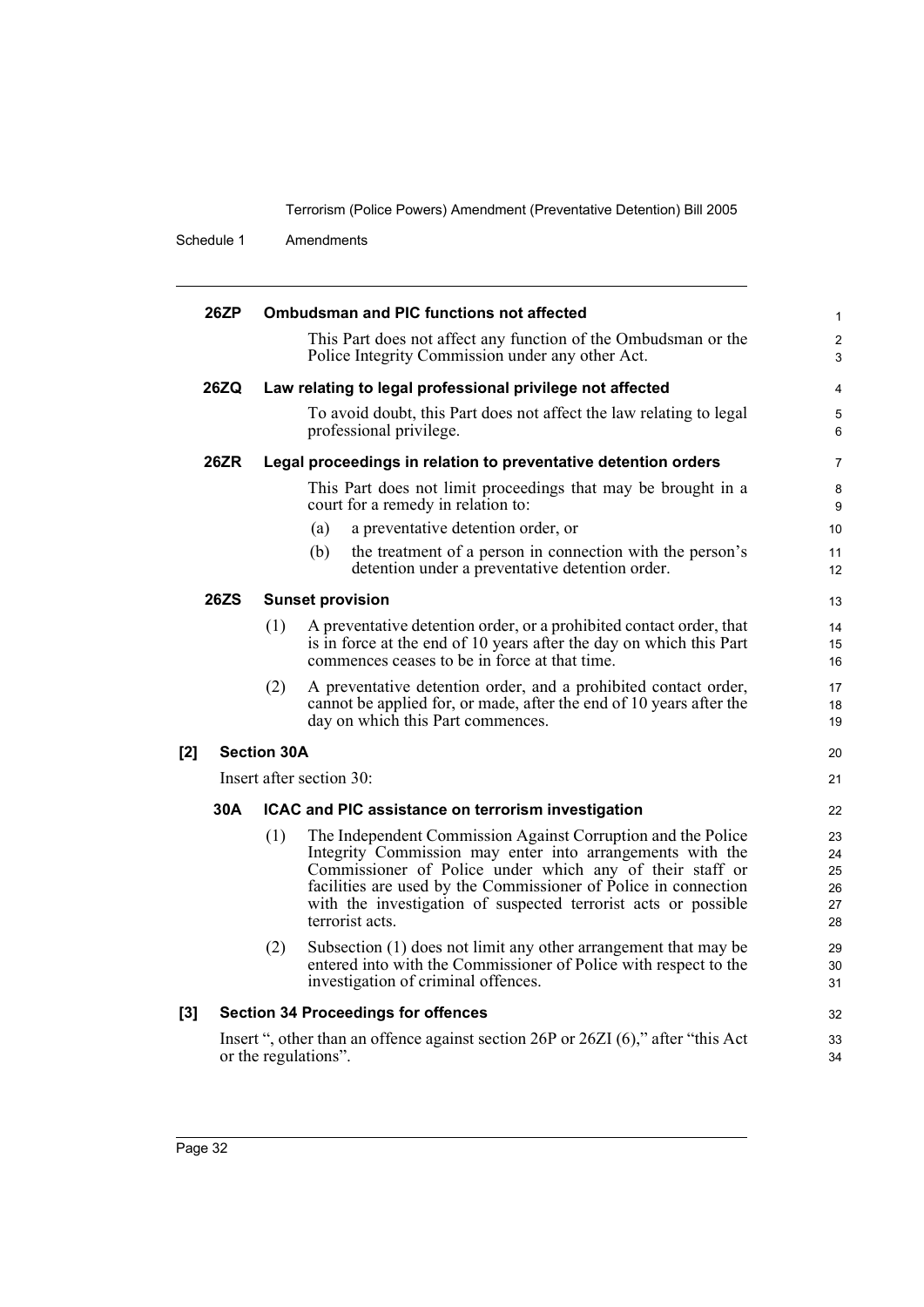**26ZP Ombudsman and PIC functions not affected**

This Part does not affect any function of the Ombudsman or the Police Integrity Commission under any other Act.

**26ZQ Law relating to legal professional privilege not affected**

To avoid doubt, this Part does not affect the law relating to legal professional privilege.

**26ZR Legal proceedings in relation to preventative detention orders**

This Part does not limit proceedings that may be brought in a court for a remedy in relation to:

(a) a preventative detention order, or

(b) the treatment of a person in connection with the person's detention under a preventative detention order.

**26ZS Sunset provision**

(1) A preventative detention order, or a prohibited contact order, that is in force at the end of 10 years after the day on which this Part commences ceases to be in force at that time.

(2) A preventative detention order, and a prohibited contact order, cannot be applied for, or made, after the end of 10 years after the day on which this Part commences.

**[2] Section 30A**

Insert after section 30:

**30A ICAC and PIC assistance on terrorism investigation**

(1) The Independent Commission Against Corruption and the Police Integrity Commission may enter into arrangements with the Commissioner of Police under which any of their staff or facilities are used by the Commissioner of Police in connection with the investigation of suspected terrorist acts or possible terrorist acts.

(2) Subsection (1) does not limit any other arrangement that may be entered into with the Commissioner of Police with respect to the investigation of criminal offences.

**[3] Section 34 Proceedings for offences**

Insert ", other than an offence against section 26P or 26ZI (6)," after "this Act or the regulations".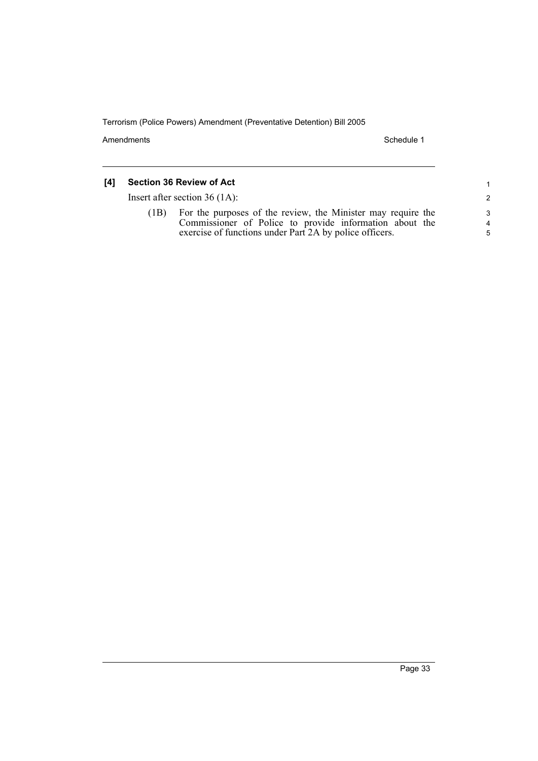**[4] Section 36 Review of Act**

Insert after section 36 (1A):

(1B) For the purposes of the review, the Minister may require the Commissioner of Police to provide information about the exercise of functions under Part 2A by police officers.